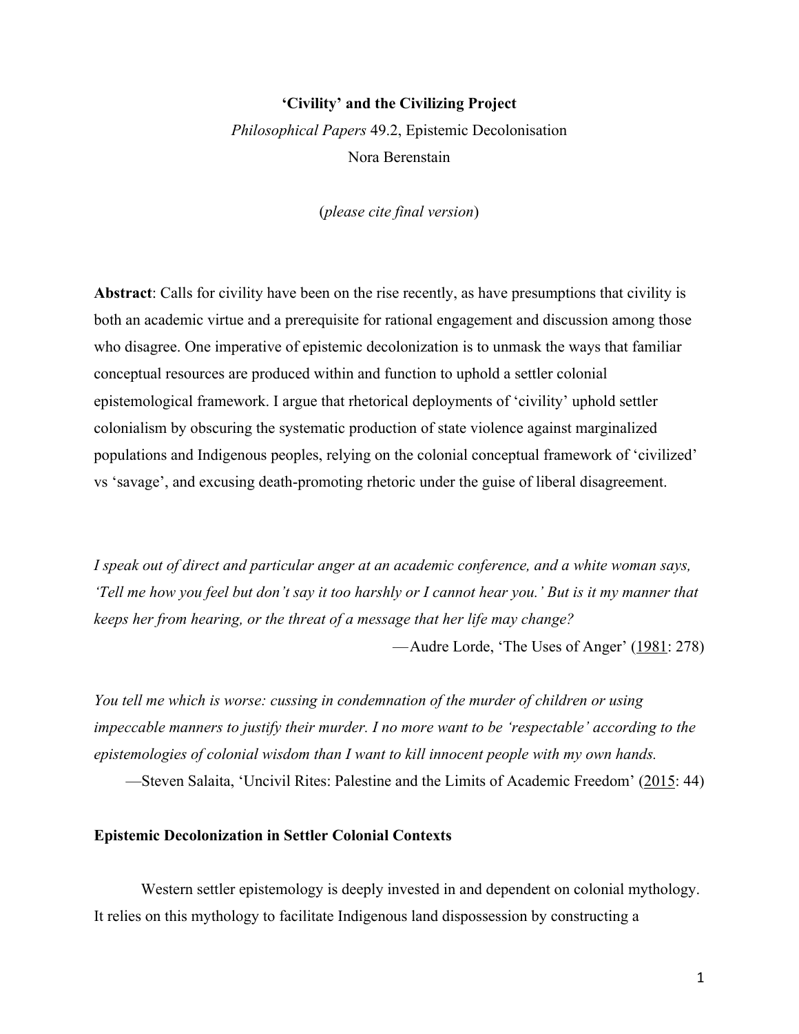**‘Civility’ and the Civilizing Project**

*Philosophical Papers* 49.2, Epistemic Decolonisation

Nora Berenstain

(*please cite final version*)

**Abstract**: Calls for civility have been on the rise recently, as have presumptions that civility is both an academic virtue and a prerequisite for rational engagement and discussion among those who disagree. One imperative of epistemic decolonization is to unmask the ways that familiar conceptual resources are produced within and function to uphold a settler colonial epistemological framework. I argue that rhetorical deployments of ‘civility’ uphold settler colonialism by obscuring the systematic production of state violence against marginalized populations and Indigenous peoples, relying on the colonial conceptual framework of ‘civilized’ vs ‘savage’, and excusing death-promoting rhetoric under the guise of liberal disagreement.

*I speak out of direct and particular anger at an academic conference, and a white woman says, ‘Tell me how you feel but don’t say it too harshly or I cannot hear you.’ But is it my manner that keeps her from hearing, or the threat of a message that her life may change?*

—Audre Lorde, ‘The Uses of Anger’ (1981: 278)

*You tell me which is worse: cussing in condemnation of the murder of children or using impeccable manners to justify their murder. I no more want to be ‘respectable’ according to the epistemologies of colonial wisdom than I want to kill innocent people with my own hands.*

—Steven Salaita, ‘Uncivil Rites: Palestine and the Limits of Academic Freedom’ (2015: 44)

## Epistemic Decolonization in Settler Colonial Contexts

Western settler epistemology is deeply invested in and dependent on colonial mythology. It relies on this mythology to facilitate Indigenous land dispossession by constructing a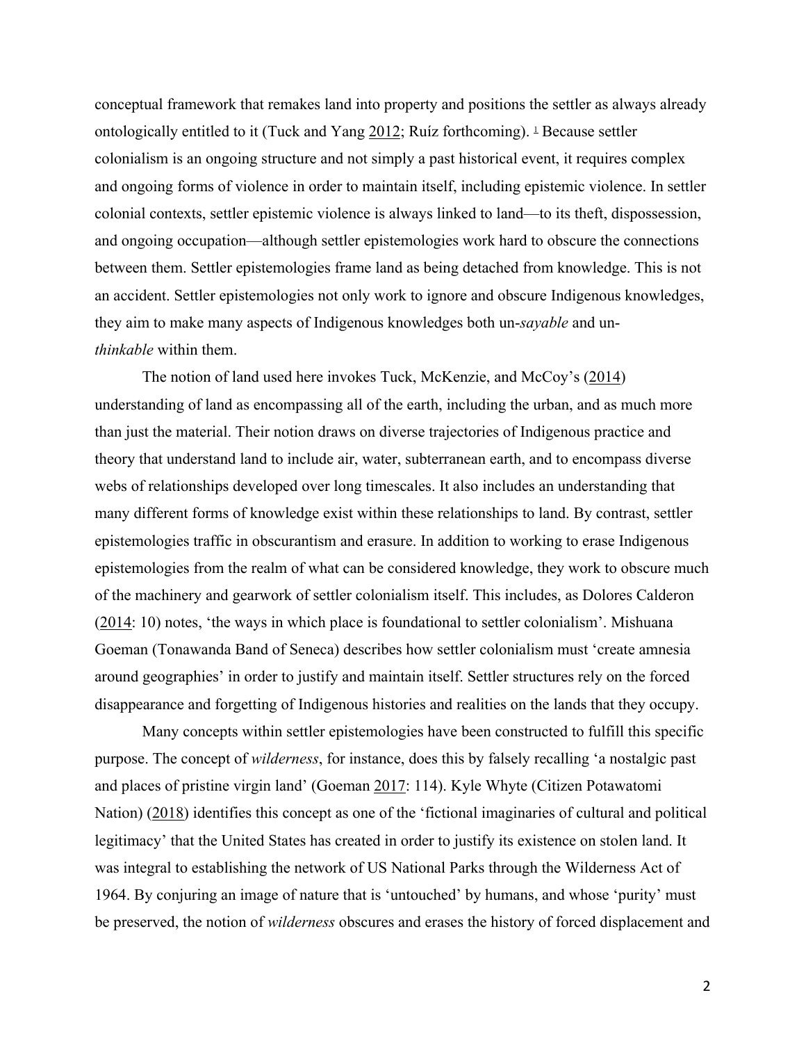conceptual framework that remakes land into property and positions the settler as always already ontologically entitled to it (Tuck and Yang 2012; Ruíz forthcoming). [1] Because settler colonialism is an ongoing structure and not simply a past historical event, it requires complex and ongoing forms of violence in order to maintain itself, including epistemic violence. In settler colonial contexts, settler epistemic violence is always linked to land—to its theft, dispossession, and ongoing occupation—although settler epistemologies work hard to obscure the connections between them. Settler epistemologies frame land as being detached from knowledge. This is not an accident. Settler epistemologies not only work to ignore and obscure Indigenous knowledges, they aim to make many aspects of Indigenous knowledges both un-*sayable* and un-*thinkable* within them.

The notion of land used here invokes Tuck, McKenzie, and McCoy's (2014) understanding of land as encompassing all of the earth, including the urban, and as much more than just the material. Their notion draws on diverse trajectories of Indigenous practice and theory that understand land to include air, water, subterranean earth, and to encompass diverse webs of relationships developed over long timescales. It also includes an understanding that many different forms of knowledge exist within these relationships to land. By contrast, settler epistemologies traffic in obscurantism and erasure. In addition to working to erase Indigenous epistemologies from the realm of what can be considered knowledge, they work to obscure much of the machinery and gearwork of settler colonialism itself. This includes, as Dolores Calderon (2014: 10) notes, 'the ways in which place is foundational to settler colonialism'. Mishuana Goeman (Tonawanda Band of Seneca) describes how settler colonialism must 'create amnesia around geographies' in order to justify and maintain itself. Settler structures rely on the forced disappearance and forgetting of Indigenous histories and realities on the lands that they occupy.

Many concepts within settler epistemologies have been constructed to fulfill this specific purpose. The concept of *wilderness*, for instance, does this by falsely recalling 'a nostalgic past and places of pristine virgin land' (Goeman 2017: 114). Kyle Whyte (Citizen Potawatomi Nation) (2018) identifies this concept as one of the 'fictional imaginaries of cultural and political legitimacy' that the United States has created in order to justify its existence on stolen land. It was integral to establishing the network of US National Parks through the Wilderness Act of 1964. By conjuring an image of nature that is 'untouched' by humans, and whose 'purity' must be preserved, the notion of *wilderness* obscures and erases the history of forced displacement and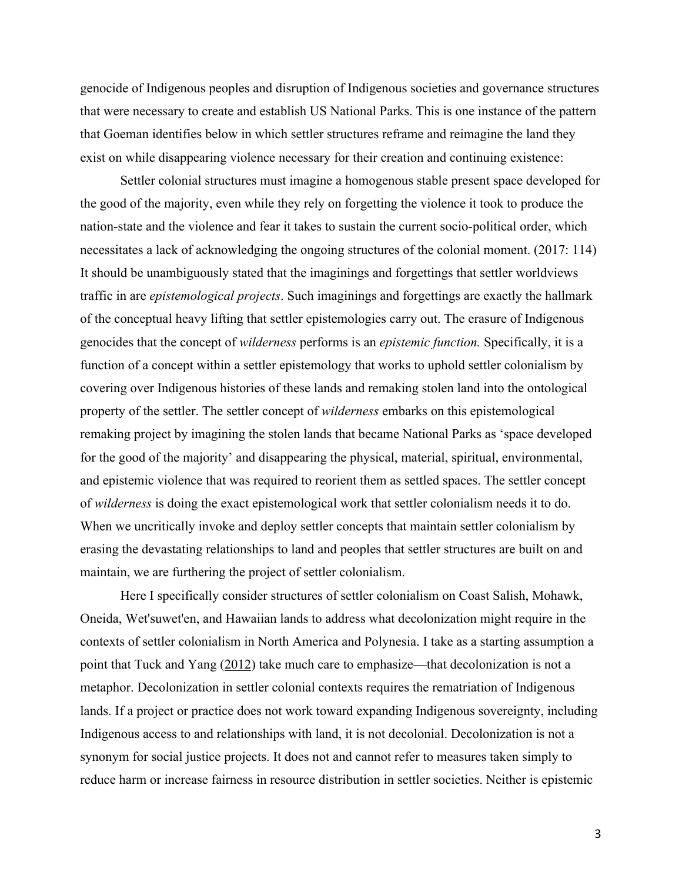genocide of Indigenous peoples and disruption of Indigenous societies and governance structures that were necessary to create and establish US National Parks. This is one instance of the pattern that Goeman identifies below in which settler structures reframe and reimagine the land they exist on while disappearing violence necessary for their creation and continuing existence:

> Settler colonial structures must imagine a homogenous stable present space developed for the good of the majority, even while they rely on forgetting the violence it took to produce the nation-state and the violence and fear it takes to sustain the current socio-political order, which necessitates a lack of acknowledging the ongoing structures of the colonial moment. (2017: 114)

It should be unambiguously stated that the imaginings and forgettings that settler worldviews traffic in are *epistemological projects*. Such imaginings and forgettings are exactly the hallmark of the conceptual heavy lifting that settler epistemologies carry out. The erasure of Indigenous genocides that the concept of *wilderness* performs is an *epistemic function.* Specifically, it is a function of a concept within a settler epistemology that works to uphold settler colonialism by covering over Indigenous histories of these lands and remaking stolen land into the ontological property of the settler. The settler concept of *wilderness* embarks on this epistemological remaking project by imagining the stolen lands that became National Parks as 'space developed for the good of the majority' and disappearing the physical, material, spiritual, environmental, and epistemic violence that was required to reorient them as settled spaces. The settler concept of *wilderness* is doing the exact epistemological work that settler colonialism needs it to do. When we uncritically invoke and deploy settler concepts that maintain settler colonialism by erasing the devastating relationships to land and peoples that settler structures are built on and maintain, we are furthering the project of settler colonialism.

Here I specifically consider structures of settler colonialism on Coast Salish, Mohawk, Oneida, Wet'suwet'en, and Hawaiian lands to address what decolonization might require in the contexts of settler colonialism in North America and Polynesia. I take as a starting assumption a point that Tuck and Yang (2012) take much care to emphasize—that decolonization is not a metaphor. Decolonization in settler colonial contexts requires the rematriation of Indigenous lands. If a project or practice does not work toward expanding Indigenous sovereignty, including Indigenous access to and relationships with land, it is not decolonial. Decolonization is not a synonym for social justice projects. It does not and cannot refer to measures taken simply to reduce harm or increase fairness in resource distribution in settler societies. Neither is epistemic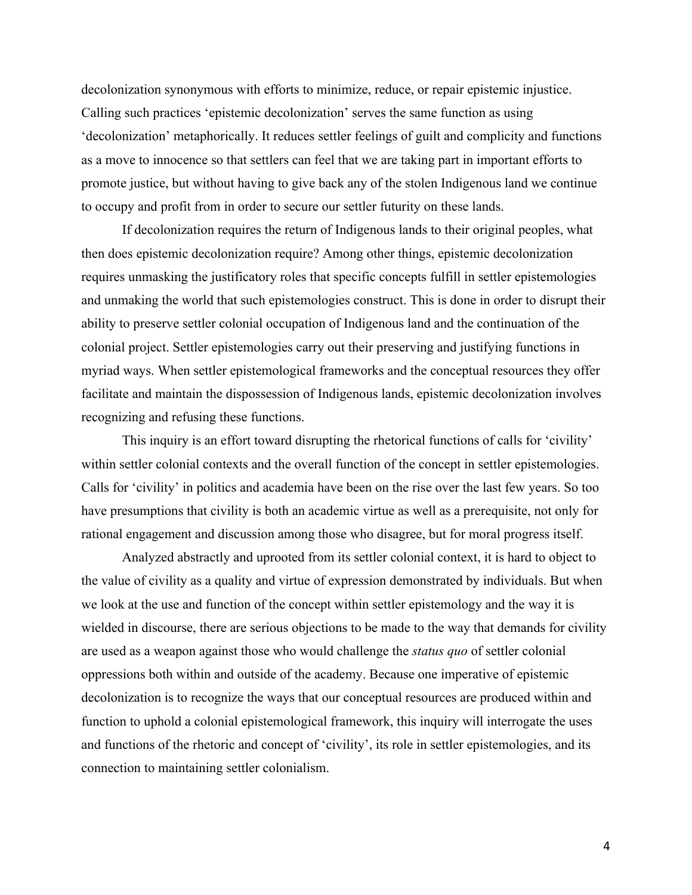decolonization synonymous with efforts to minimize, reduce, or repair epistemic injustice. Calling such practices 'epistemic decolonization' serves the same function as using 'decolonization' metaphorically. It reduces settler feelings of guilt and complicity and functions as a move to innocence so that settlers can feel that we are taking part in important efforts to promote justice, but without having to give back any of the stolen Indigenous land we continue to occupy and profit from in order to secure our settler futurity on these lands.

If decolonization requires the return of Indigenous lands to their original peoples, what then does epistemic decolonization require? Among other things, epistemic decolonization requires unmasking the justificatory roles that specific concepts fulfill in settler epistemologies and unmaking the world that such epistemologies construct. This is done in order to disrupt their ability to preserve settler colonial occupation of Indigenous land and the continuation of the colonial project. Settler epistemologies carry out their preserving and justifying functions in myriad ways. When settler epistemological frameworks and the conceptual resources they offer facilitate and maintain the dispossession of Indigenous lands, epistemic decolonization involves recognizing and refusing these functions.

This inquiry is an effort toward disrupting the rhetorical functions of calls for 'civility' within settler colonial contexts and the overall function of the concept in settler epistemologies. Calls for 'civility' in politics and academia have been on the rise over the last few years. So too have presumptions that civility is both an academic virtue as well as a prerequisite, not only for rational engagement and discussion among those who disagree, but for moral progress itself.

Analyzed abstractly and uprooted from its settler colonial context, it is hard to object to the value of civility as a quality and virtue of expression demonstrated by individuals. But when we look at the use and function of the concept within settler epistemology and the way it is wielded in discourse, there are serious objections to be made to the way that demands for civility are used as a weapon against those who would challenge the *status quo* of settler colonial oppressions both within and outside of the academy. Because one imperative of epistemic decolonization is to recognize the ways that our conceptual resources are produced within and function to uphold a colonial epistemological framework, this inquiry will interrogate the uses and functions of the rhetoric and concept of 'civility', its role in settler epistemologies, and its connection to maintaining settler colonialism.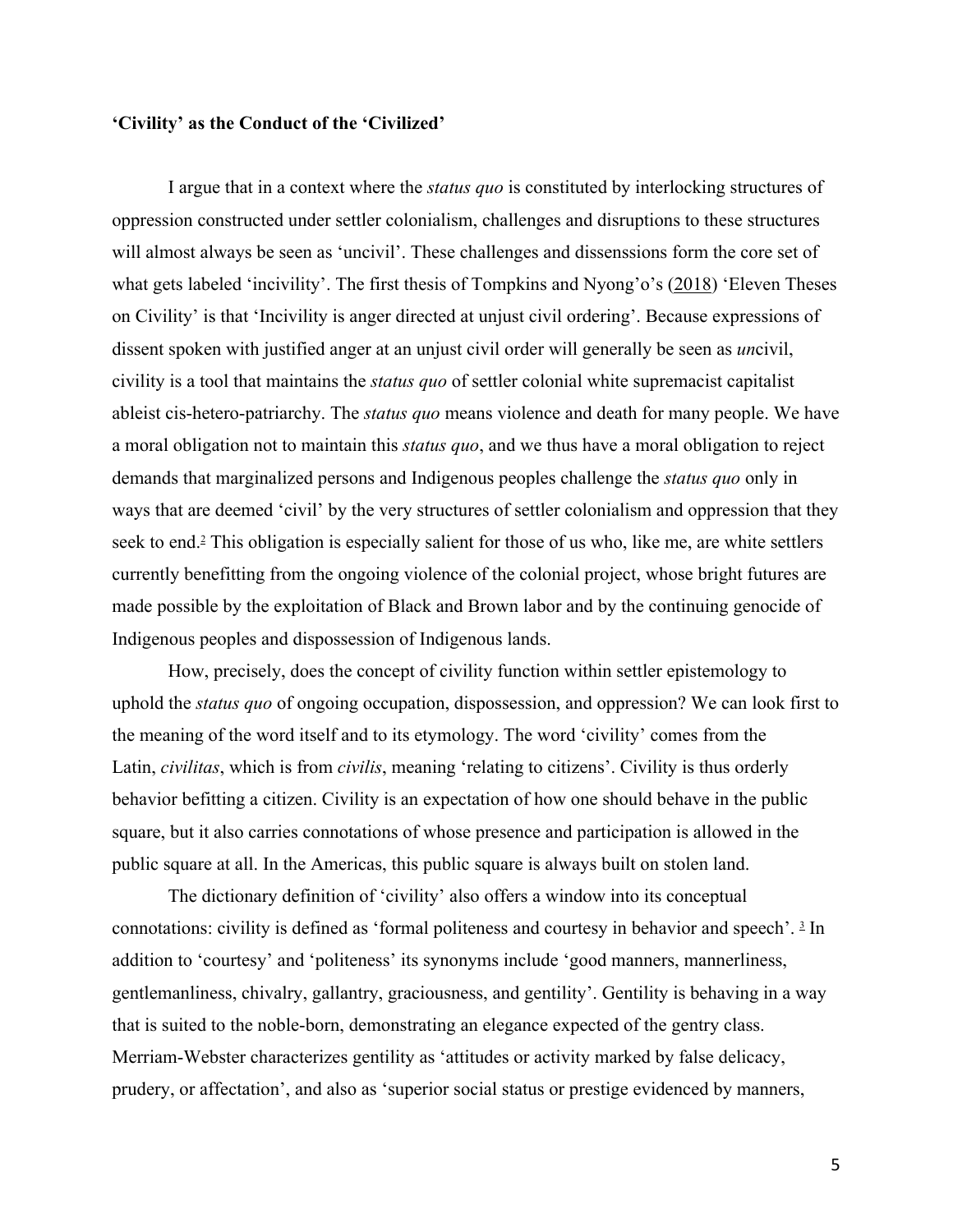## **'Civility' as the Conduct of the 'Civilized'**

I argue that in a context where the *status quo* is constituted by interlocking structures of oppression constructed under settler colonialism, challenges and disruptions to these structures will almost always be seen as 'uncivil'. These challenges and dissenssions form the core set of what gets labeled 'incivility'. The first thesis of Tompkins and Nyong'o's (2018) 'Eleven Theses on Civility' is that 'Incivility is anger directed at unjust civil ordering'. Because expressions of dissent spoken with justified anger at an unjust civil order will generally be seen as *un*civil, civility is a tool that maintains the *status quo* of settler colonial white supremacist capitalist ableist cis-hetero-patriarchy. The *status quo* means violence and death for many people. We have a moral obligation not to maintain this *status quo*, and we thus have a moral obligation to reject demands that marginalized persons and Indigenous peoples challenge the *status quo* only in ways that are deemed 'civil' by the very structures of settler colonialism and oppression that they seek to end.[2] This obligation is especially salient for those of us who, like me, are white settlers currently benefitting from the ongoing violence of the colonial project, whose bright futures are made possible by the exploitation of Black and Brown labor and by the continuing genocide of Indigenous peoples and dispossession of Indigenous lands.

How, precisely, does the concept of civility function within settler epistemology to uphold the *status quo* of ongoing occupation, dispossession, and oppression? We can look first to the meaning of the word itself and to its etymology. The word 'civility' comes from the Latin, *civilitas*, which is from *civilis*, meaning 'relating to citizens'. Civility is thus orderly behavior befitting a citizen. Civility is an expectation of how one should behave in the public square, but it also carries connotations of whose presence and participation is allowed in the public square at all. In the Americas, this public square is always built on stolen land.

The dictionary definition of 'civility' also offers a window into its conceptual connotations: civility is defined as 'formal politeness and courtesy in behavior and speech'. [3] In addition to 'courtesy' and 'politeness' its synonyms include 'good manners, mannerliness, gentlemanliness, chivalry, gallantry, graciousness, and gentility'. Gentility is behaving in a way that is suited to the noble-born, demonstrating an elegance expected of the gentry class. Merriam-Webster characterizes gentility as 'attitudes or activity marked by false delicacy, prudery, or affectation', and also as 'superior social status or prestige evidenced by manners,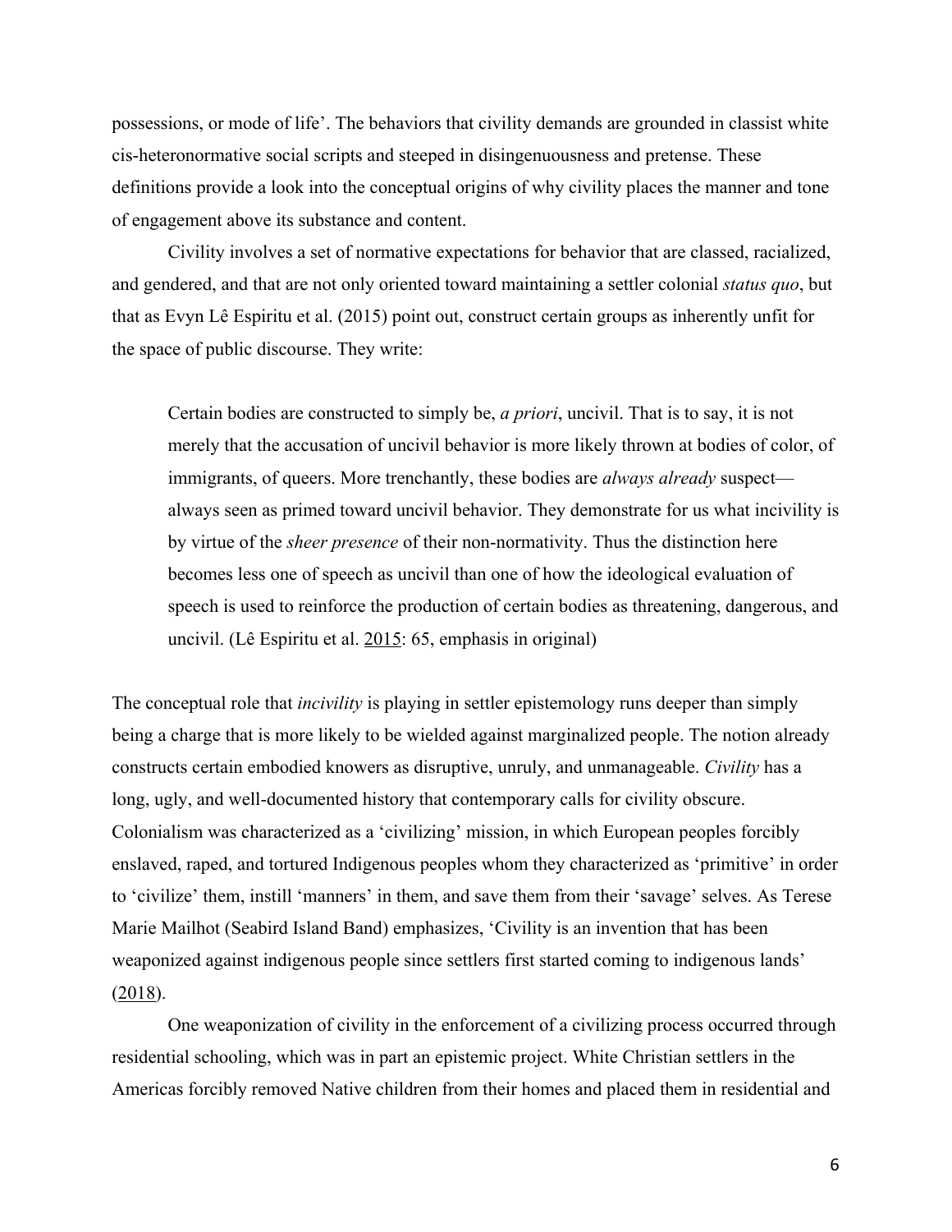possessions, or mode of life'. The behaviors that civility demands are grounded in classist white cis-heteronormative social scripts and steeped in disingenuousness and pretense. These definitions provide a look into the conceptual origins of why civility places the manner and tone of engagement above its substance and content.

Civility involves a set of normative expectations for behavior that are classed, racialized, and gendered, and that are not only oriented toward maintaining a settler colonial *status quo*, but that as Evyn Lê Espiritu et al. (2015) point out, construct certain groups as inherently unfit for the space of public discourse. They write:

> Certain bodies are constructed to simply be, *a priori*, uncivil. That is to say, it is not merely that the accusation of uncivil behavior is more likely thrown at bodies of color, of immigrants, of queers. More trenchantly, these bodies are *always already* suspect—always seen as primed toward uncivil behavior. They demonstrate for us what incivility is by virtue of the *sheer presence* of their non-normativity. Thus the distinction here becomes less one of speech as uncivil than one of how the ideological evaluation of speech is used to reinforce the production of certain bodies as threatening, dangerous, and uncivil. (Lê Espiritu et al. 2015: 65, emphasis in original)

The conceptual role that *incivility* is playing in settler epistemology runs deeper than simply being a charge that is more likely to be wielded against marginalized people. The notion already constructs certain embodied knowers as disruptive, unruly, and unmanageable. *Civility* has a long, ugly, and well-documented history that contemporary calls for civility obscure. Colonialism was characterized as a 'civilizing' mission, in which European peoples forcibly enslaved, raped, and tortured Indigenous peoples whom they characterized as 'primitive' in order to 'civilize' them, instill 'manners' in them, and save them from their 'savage' selves. As Terese Marie Mailhot (Seabird Island Band) emphasizes, 'Civility is an invention that has been weaponized against indigenous people since settlers first started coming to indigenous lands' (2018).

One weaponization of civility in the enforcement of a civilizing process occurred through residential schooling, which was in part an epistemic project. White Christian settlers in the Americas forcibly removed Native children from their homes and placed them in residential and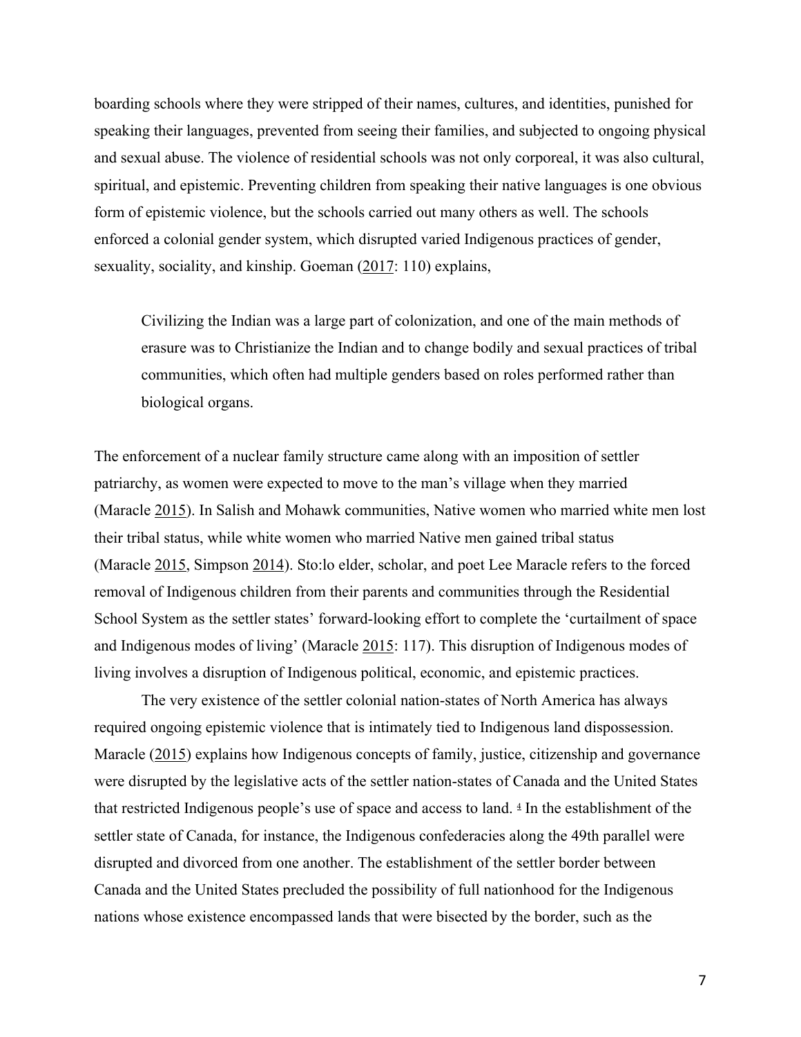boarding schools where they were stripped of their names, cultures, and identities, punished for speaking their languages, prevented from seeing their families, and subjected to ongoing physical and sexual abuse. The violence of residential schools was not only corporeal, it was also cultural, spiritual, and epistemic. Preventing children from speaking their native languages is one obvious form of epistemic violence, but the schools carried out many others as well. The schools enforced a colonial gender system, which disrupted varied Indigenous practices of gender, sexuality, sociality, and kinship. Goeman (2017: 110) explains,

> Civilizing the Indian was a large part of colonization, and one of the main methods of erasure was to Christianize the Indian and to change bodily and sexual practices of tribal communities, which often had multiple genders based on roles performed rather than biological organs.

The enforcement of a nuclear family structure came along with an imposition of settler patriarchy, as women were expected to move to the man's village when they married (Maracle 2015). In Salish and Mohawk communities, Native women who married white men lost their tribal status, while white women who married Native men gained tribal status (Maracle 2015, Simpson 2014). Sto:lo elder, scholar, and poet Lee Maracle refers to the forced removal of Indigenous children from their parents and communities through the Residential School System as the settler states' forward-looking effort to complete the 'curtailment of space and Indigenous modes of living' (Maracle 2015: 117). This disruption of Indigenous modes of living involves a disruption of Indigenous political, economic, and epistemic practices.

The very existence of the settler colonial nation-states of North America has always required ongoing epistemic violence that is intimately tied to Indigenous land dispossession. Maracle (2015) explains how Indigenous concepts of family, justice, citizenship and governance were disrupted by the legislative acts of the settler nation-states of Canada and the United States that restricted Indigenous people's use of space and access to land. [4] In the establishment of the settler state of Canada, for instance, the Indigenous confederacies along the 49th parallel were disrupted and divorced from one another. The establishment of the settler border between Canada and the United States precluded the possibility of full nationhood for the Indigenous nations whose existence encompassed lands that were bisected by the border, such as the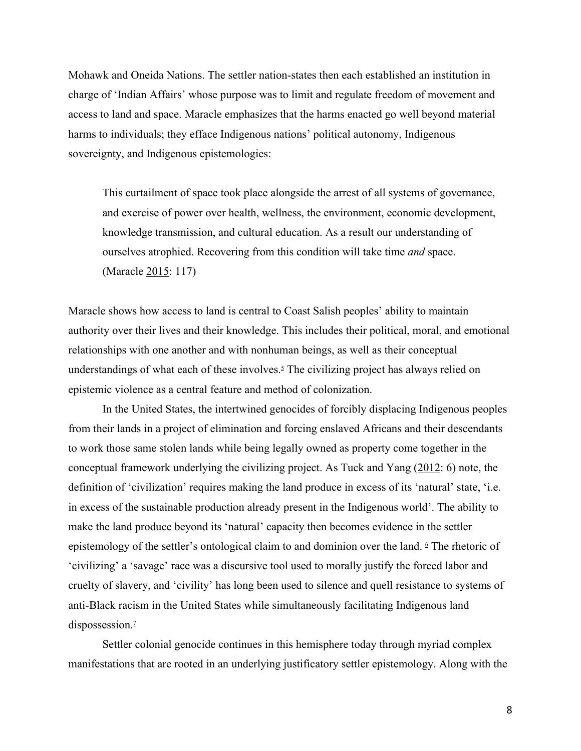Mohawk and Oneida Nations. The settler nation-states then each established an institution in charge of 'Indian Affairs' whose purpose was to limit and regulate freedom of movement and access to land and space. Maracle emphasizes that the harms enacted go well beyond material harms to individuals; they efface Indigenous nations' political autonomy, Indigenous sovereignty, and Indigenous epistemologies:

> This curtailment of space took place alongside the arrest of all systems of governance, and exercise of power over health, wellness, the environment, economic development, knowledge transmission, and cultural education. As a result our understanding of ourselves atrophied. Recovering from this condition will take time *and* space. (Maracle 2015: 117)

Maracle shows how access to land is central to Coast Salish peoples' ability to maintain authority over their lives and their knowledge. This includes their political, moral, and emotional relationships with one another and with nonhuman beings, as well as their conceptual understandings of what each of these involves.[5] The civilizing project has always relied on epistemic violence as a central feature and method of colonization.

In the United States, the intertwined genocides of forcibly displacing Indigenous peoples from their lands in a project of elimination and forcing enslaved Africans and their descendants to work those same stolen lands while being legally owned as property come together in the conceptual framework underlying the civilizing project. As Tuck and Yang (2012: 6) note, the definition of 'civilization' requires making the land produce in excess of its 'natural' state, 'i.e. in excess of the sustainable production already present in the Indigenous world'. The ability to make the land produce beyond its 'natural' capacity then becomes evidence in the settler epistemology of the settler's ontological claim to and dominion over the land.[6] The rhetoric of 'civilizing' a 'savage' race was a discursive tool used to morally justify the forced labor and cruelty of slavery, and 'civility' has long been used to silence and quell resistance to systems of anti-Black racism in the United States while simultaneously facilitating Indigenous land dispossession.[7]

Settler colonial genocide continues in this hemisphere today through myriad complex manifestations that are rooted in an underlying justificatory settler epistemology. Along with the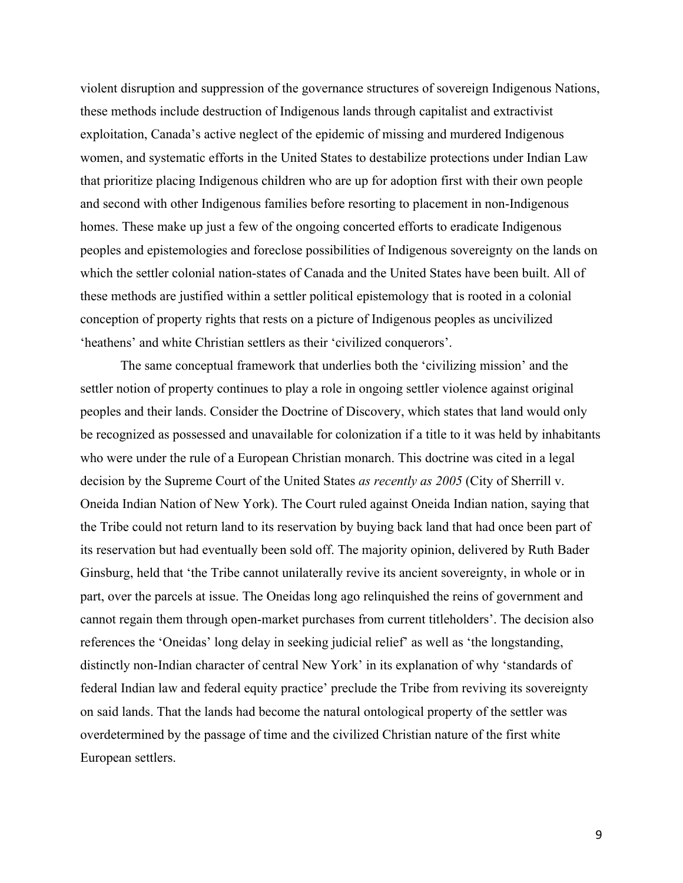violent disruption and suppression of the governance structures of sovereign Indigenous Nations, these methods include destruction of Indigenous lands through capitalist and extractivist exploitation, Canada's active neglect of the epidemic of missing and murdered Indigenous women, and systematic efforts in the United States to destabilize protections under Indian Law that prioritize placing Indigenous children who are up for adoption first with their own people and second with other Indigenous families before resorting to placement in non-Indigenous homes. These make up just a few of the ongoing concerted efforts to eradicate Indigenous peoples and epistemologies and foreclose possibilities of Indigenous sovereignty on the lands on which the settler colonial nation-states of Canada and the United States have been built. All of these methods are justified within a settler political epistemology that is rooted in a colonial conception of property rights that rests on a picture of Indigenous peoples as uncivilized 'heathens' and white Christian settlers as their 'civilized conquerors'.

The same conceptual framework that underlies both the 'civilizing mission' and the settler notion of property continues to play a role in ongoing settler violence against original peoples and their lands. Consider the Doctrine of Discovery, which states that land would only be recognized as possessed and unavailable for colonization if a title to it was held by inhabitants who were under the rule of a European Christian monarch. This doctrine was cited in a legal decision by the Supreme Court of the United States *as recently as 2005* (City of Sherrill v. Oneida Indian Nation of New York). The Court ruled against Oneida Indian nation, saying that the Tribe could not return land to its reservation by buying back land that had once been part of its reservation but had eventually been sold off. The majority opinion, delivered by Ruth Bader Ginsburg, held that 'the Tribe cannot unilaterally revive its ancient sovereignty, in whole or in part, over the parcels at issue. The Oneidas long ago relinquished the reins of government and cannot regain them through open-market purchases from current titleholders'. The decision also references the 'Oneidas' long delay in seeking judicial relief' as well as 'the longstanding, distinctly non-Indian character of central New York' in its explanation of why 'standards of federal Indian law and federal equity practice' preclude the Tribe from reviving its sovereignty on said lands. That the lands had become the natural ontological property of the settler was overdetermined by the passage of time and the civilized Christian nature of the first white European settlers.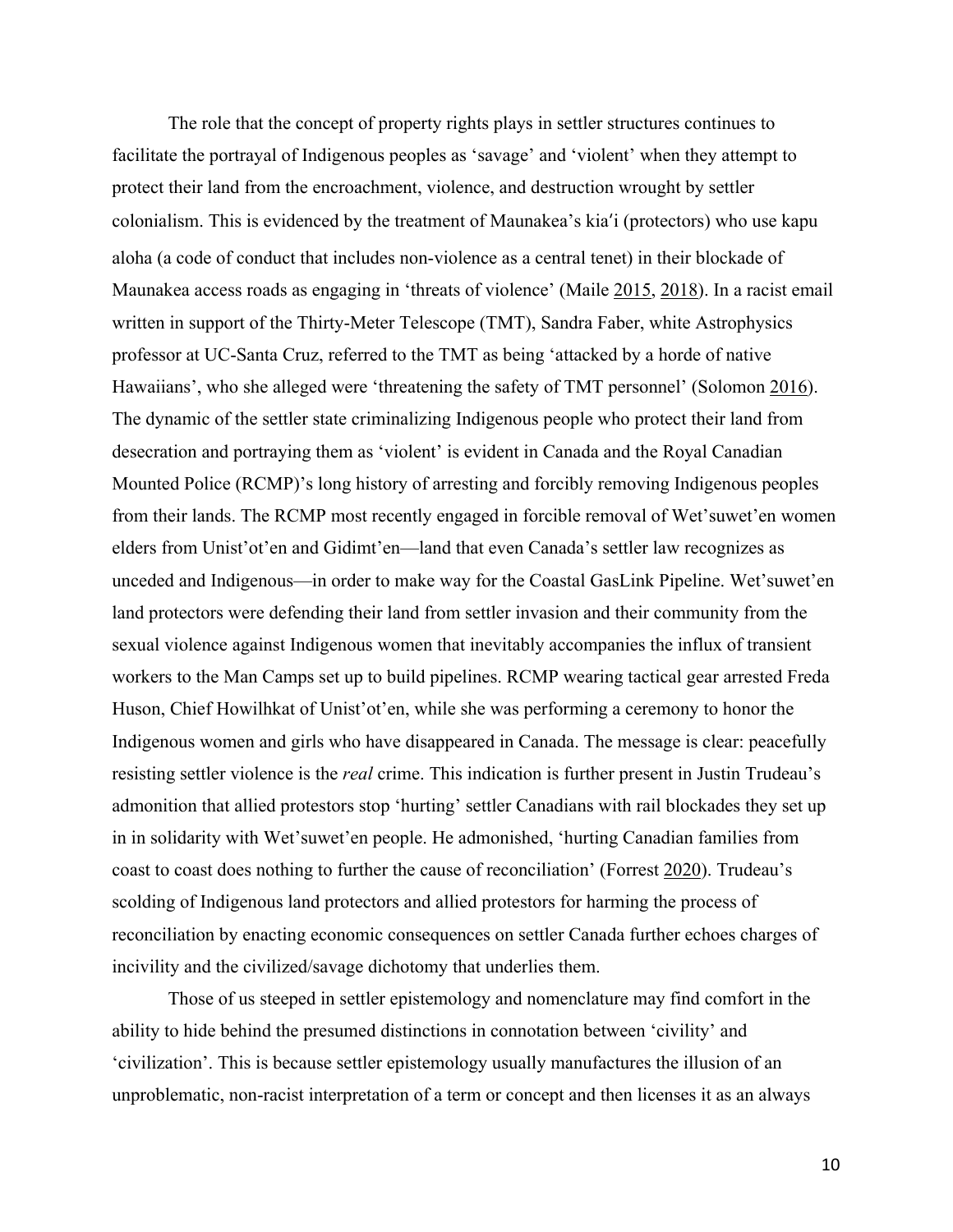The role that the concept of property rights plays in settler structures continues to facilitate the portrayal of Indigenous peoples as 'savage' and 'violent' when they attempt to protect their land from the encroachment, violence, and destruction wrought by settler colonialism. This is evidenced by the treatment of Maunakea's kiaʻi (protectors) who use kapu aloha (a code of conduct that includes non-violence as a central tenet) in their blockade of Maunakea access roads as engaging in 'threats of violence' (Maile 2015, 2018). In a racist email written in support of the Thirty-Meter Telescope (TMT), Sandra Faber, white Astrophysics professor at UC-Santa Cruz, referred to the TMT as being 'attacked by a horde of native Hawaiians', who she alleged were 'threatening the safety of TMT personnel' (Solomon 2016). The dynamic of the settler state criminalizing Indigenous people who protect their land from desecration and portraying them as 'violent' is evident in Canada and the Royal Canadian Mounted Police (RCMP)'s long history of arresting and forcibly removing Indigenous peoples from their lands. The RCMP most recently engaged in forcible removal of Wet'suwet'en women elders from Unist'ot'en and Gidimt'en—land that even Canada's settler law recognizes as unceded and Indigenous—in order to make way for the Coastal GasLink Pipeline. Wet'suwet'en land protectors were defending their land from settler invasion and their community from the sexual violence against Indigenous women that inevitably accompanies the influx of transient workers to the Man Camps set up to build pipelines. RCMP wearing tactical gear arrested Freda Huson, Chief Howilhkat of Unist'ot'en, while she was performing a ceremony to honor the Indigenous women and girls who have disappeared in Canada. The message is clear: peacefully resisting settler violence is the *real* crime. This indication is further present in Justin Trudeau's admonition that allied protestors stop 'hurting' settler Canadians with rail blockades they set up in in solidarity with Wet'suwet'en people. He admonished, 'hurting Canadian families from coast to coast does nothing to further the cause of reconciliation' (Forrest 2020). Trudeau's scolding of Indigenous land protectors and allied protestors for harming the process of reconciliation by enacting economic consequences on settler Canada further echoes charges of incivility and the civilized/savage dichotomy that underlies them.

Those of us steeped in settler epistemology and nomenclature may find comfort in the ability to hide behind the presumed distinctions in connotation between 'civility' and 'civilization'. This is because settler epistemology usually manufactures the illusion of an unproblematic, non-racist interpretation of a term or concept and then licenses it as an always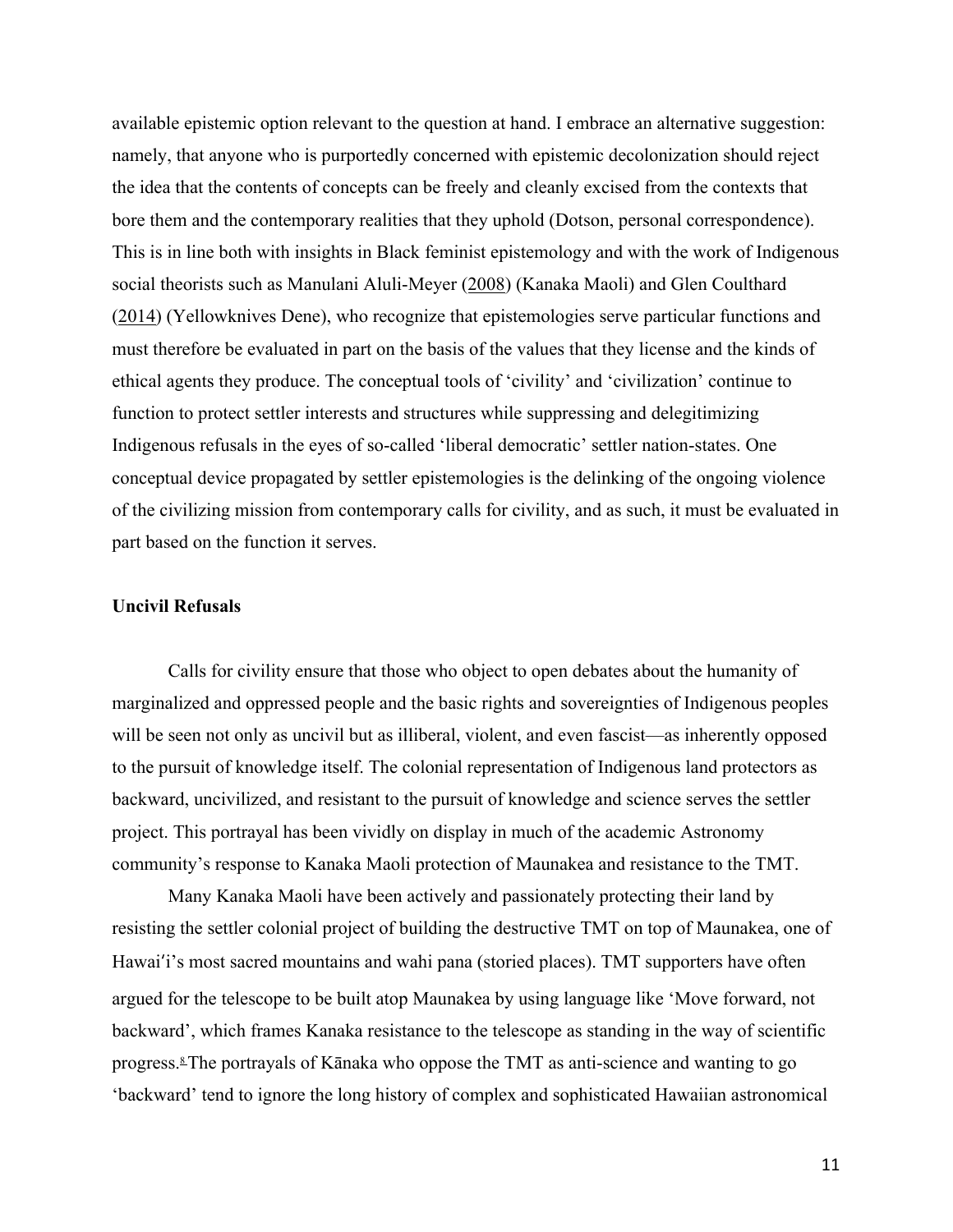available epistemic option relevant to the question at hand. I embrace an alternative suggestion: namely, that anyone who is purportedly concerned with epistemic decolonization should reject the idea that the contents of concepts can be freely and cleanly excised from the contexts that bore them and the contemporary realities that they uphold (Dotson, personal correspondence). This is in line both with insights in Black feminist epistemology and with the work of Indigenous social theorists such as Manulani Aluli-Meyer (2008) (Kanaka Maoli) and Glen Coulthard (2014) (Yellowknives Dene), who recognize that epistemologies serve particular functions and must therefore be evaluated in part on the basis of the values that they license and the kinds of ethical agents they produce. The conceptual tools of 'civility' and 'civilization' continue to function to protect settler interests and structures while suppressing and delegitimizing Indigenous refusals in the eyes of so-called 'liberal democratic' settler nation-states. One conceptual device propagated by settler epistemologies is the delinking of the ongoing violence of the civilizing mission from contemporary calls for civility, and as such, it must be evaluated in part based on the function it serves.

**Uncivil Refusals**

Calls for civility ensure that those who object to open debates about the humanity of marginalized and oppressed people and the basic rights and sovereignties of Indigenous peoples will be seen not only as uncivil but as illiberal, violent, and even fascist—as inherently opposed to the pursuit of knowledge itself. The colonial representation of Indigenous land protectors as backward, uncivilized, and resistant to the pursuit of knowledge and science serves the settler project. This portrayal has been vividly on display in much of the academic Astronomy community's response to Kanaka Maoli protection of Maunakea and resistance to the TMT.

Many Kanaka Maoli have been actively and passionately protecting their land by resisting the settler colonial project of building the destructive TMT on top of Maunakea, one of Hawaiʻi's most sacred mountains and wahi pana (storied places). TMT supporters have often argued for the telescope to be built atop Maunakea by using language like 'Move forward, not backward', which frames Kanaka resistance to the telescope as standing in the way of scientific progress.[8] The portrayals of Kānaka who oppose the TMT as anti-science and wanting to go 'backward' tend to ignore the long history of complex and sophisticated Hawaiian astronomical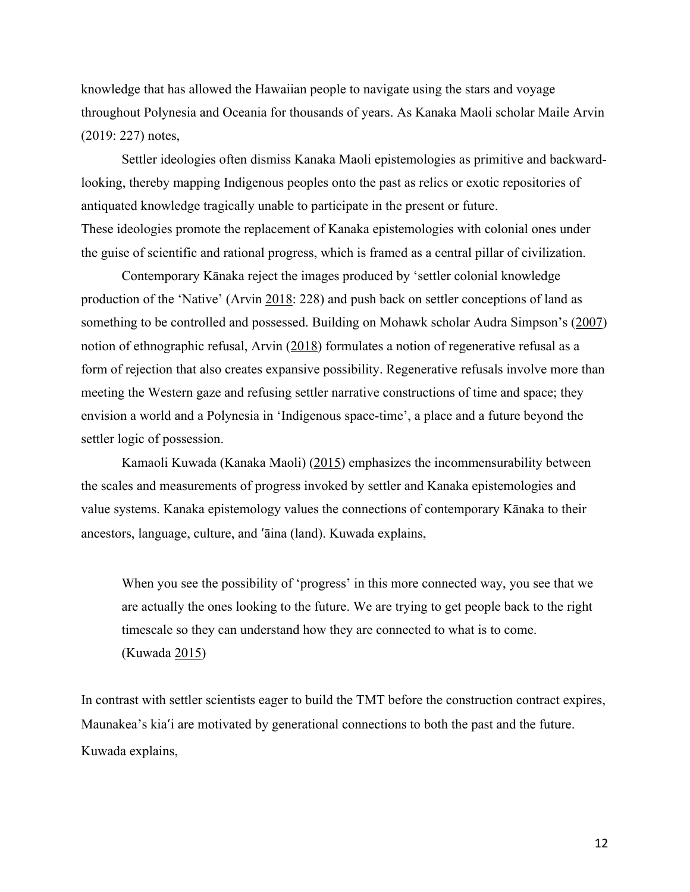knowledge that has allowed the Hawaiian people to navigate using the stars and voyage throughout Polynesia and Oceania for thousands of years. As Kanaka Maoli scholar Maile Arvin (2019: 227) notes,

> Settler ideologies often dismiss Kanaka Maoli epistemologies as primitive and backward-looking, thereby mapping Indigenous peoples onto the past as relics or exotic repositories of antiquated knowledge tragically unable to participate in the present or future.

These ideologies promote the replacement of Kanaka epistemologies with colonial ones under the guise of scientific and rational progress, which is framed as a central pillar of civilization.

Contemporary Kānaka reject the images produced by 'settler colonial knowledge production of the 'Native' (Arvin 2018: 228) and push back on settler conceptions of land as something to be controlled and possessed. Building on Mohawk scholar Audra Simpson's (2007) notion of ethnographic refusal, Arvin (2018) formulates a notion of regenerative refusal as a form of rejection that also creates expansive possibility. Regenerative refusals involve more than meeting the Western gaze and refusing settler narrative constructions of time and space; they envision a world and a Polynesia in 'Indigenous space-time', a place and a future beyond the settler logic of possession.

Kamaoli Kuwada (Kanaka Maoli) (2015) emphasizes the incommensurability between the scales and measurements of progress invoked by settler and Kanaka epistemologies and value systems. Kanaka epistemology values the connections of contemporary Kānaka to their ancestors, language, culture, and ʻāina (land). Kuwada explains,

> When you see the possibility of 'progress' in this more connected way, you see that we are actually the ones looking to the future. We are trying to get people back to the right timescale so they can understand how they are connected to what is to come. (Kuwada 2015)

In contrast with settler scientists eager to build the TMT before the construction contract expires, Maunakea's kiaʻi are motivated by generational connections to both the past and the future. Kuwada explains,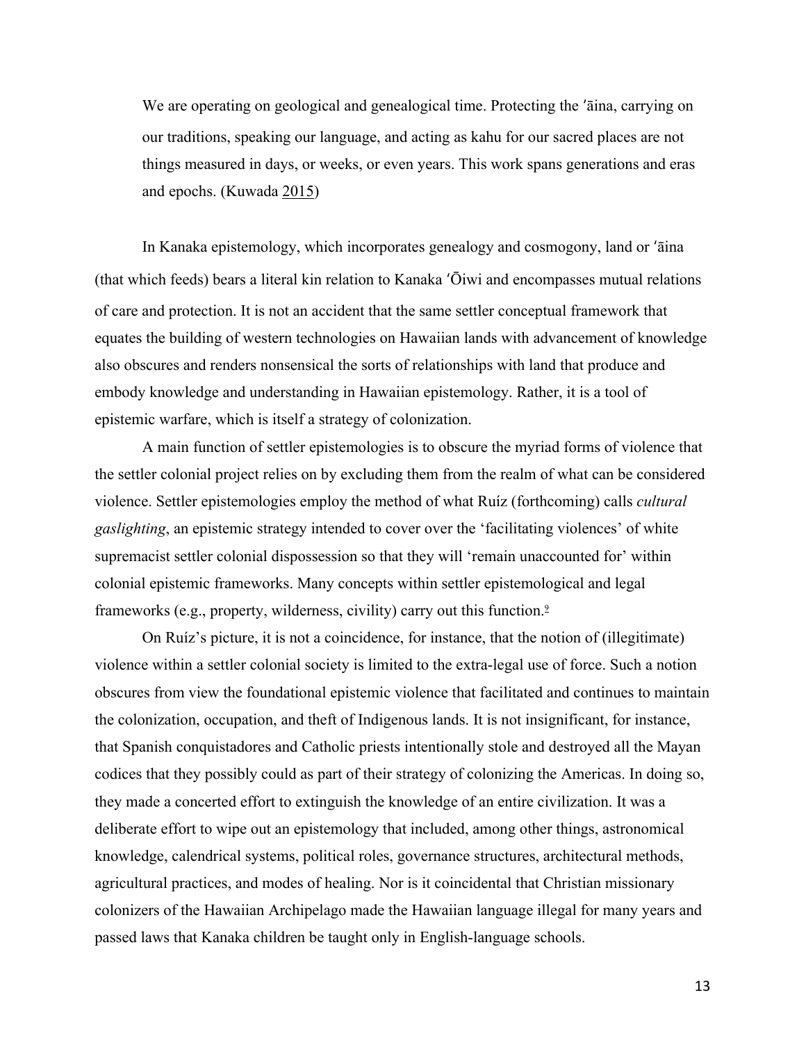> We are operating on geological and genealogical time. Protecting the ʻāina, carrying on our traditions, speaking our language, and acting as kahu for our sacred places are not things measured in days, or weeks, or even years. This work spans generations and eras and epochs. (Kuwada 2015)

In Kanaka epistemology, which incorporates genealogy and cosmogony, land or ʻāina (that which feeds) bears a literal kin relation to Kanaka ʻŌiwi and encompasses mutual relations of care and protection. It is not an accident that the same settler conceptual framework that equates the building of western technologies on Hawaiian lands with advancement of knowledge also obscures and renders nonsensical the sorts of relationships with land that produce and embody knowledge and understanding in Hawaiian epistemology. Rather, it is a tool of epistemic warfare, which is itself a strategy of colonization.

A main function of settler epistemologies is to obscure the myriad forms of violence that the settler colonial project relies on by excluding them from the realm of what can be considered violence. Settler epistemologies employ the method of what Ruíz (forthcoming) calls *cultural gaslighting*, an epistemic strategy intended to cover over the 'facilitating violences' of white supremacist settler colonial dispossession so that they will 'remain unaccounted for' within colonial epistemic frameworks. Many concepts within settler epistemological and legal frameworks (e.g., property, wilderness, civility) carry out this function.[9]

On Ruíz's picture, it is not a coincidence, for instance, that the notion of (illegitimate) violence within a settler colonial society is limited to the extra-legal use of force. Such a notion obscures from view the foundational epistemic violence that facilitated and continues to maintain the colonization, occupation, and theft of Indigenous lands. It is not insignificant, for instance, that Spanish conquistadores and Catholic priests intentionally stole and destroyed all the Mayan codices that they possibly could as part of their strategy of colonizing the Americas. In doing so, they made a concerted effort to extinguish the knowledge of an entire civilization. It was a deliberate effort to wipe out an epistemology that included, among other things, astronomical knowledge, calendrical systems, political roles, governance structures, architectural methods, agricultural practices, and modes of healing. Nor is it coincidental that Christian missionary colonizers of the Hawaiian Archipelago made the Hawaiian language illegal for many years and passed laws that Kanaka children be taught only in English-language schools.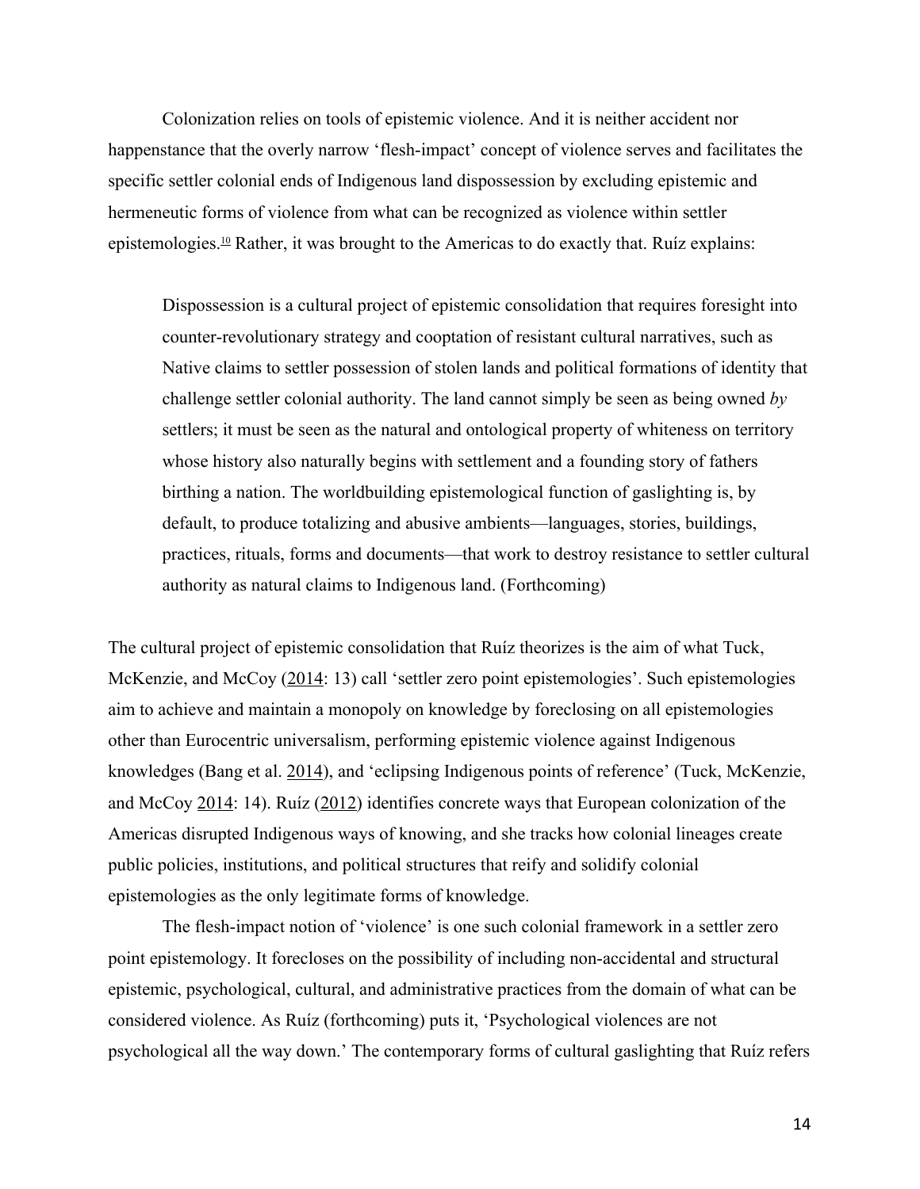Colonization relies on tools of epistemic violence. And it is neither accident nor happenstance that the overly narrow 'flesh-impact' concept of violence serves and facilitates the specific settler colonial ends of Indigenous land dispossession by excluding epistemic and hermeneutic forms of violence from what can be recognized as violence within settler epistemologies.[10] Rather, it was brought to the Americas to do exactly that. Ruíz explains:

> Dispossession is a cultural project of epistemic consolidation that requires foresight into counter-revolutionary strategy and cooptation of resistant cultural narratives, such as Native claims to settler possession of stolen lands and political formations of identity that challenge settler colonial authority. The land cannot simply be seen as being owned *by* settlers; it must be seen as the natural and ontological property of whiteness on territory whose history also naturally begins with settlement and a founding story of fathers birthing a nation. The worldbuilding epistemological function of gaslighting is, by default, to produce totalizing and abusive ambients—languages, stories, buildings, practices, rituals, forms and documents—that work to destroy resistance to settler cultural authority as natural claims to Indigenous land. (Forthcoming)

The cultural project of epistemic consolidation that Ruíz theorizes is the aim of what Tuck, McKenzie, and McCoy (2014: 13) call 'settler zero point epistemologies'. Such epistemologies aim to achieve and maintain a monopoly on knowledge by foreclosing on all epistemologies other than Eurocentric universalism, performing epistemic violence against Indigenous knowledges (Bang et al. 2014), and 'eclipsing Indigenous points of reference' (Tuck, McKenzie, and McCoy 2014: 14). Ruíz (2012) identifies concrete ways that European colonization of the Americas disrupted Indigenous ways of knowing, and she tracks how colonial lineages create public policies, institutions, and political structures that reify and solidify colonial epistemologies as the only legitimate forms of knowledge.

The flesh-impact notion of 'violence' is one such colonial framework in a settler zero point epistemology. It forecloses on the possibility of including non-accidental and structural epistemic, psychological, cultural, and administrative practices from the domain of what can be considered violence. As Ruíz (forthcoming) puts it, 'Psychological violences are not psychological all the way down.' The contemporary forms of cultural gaslighting that Ruíz refers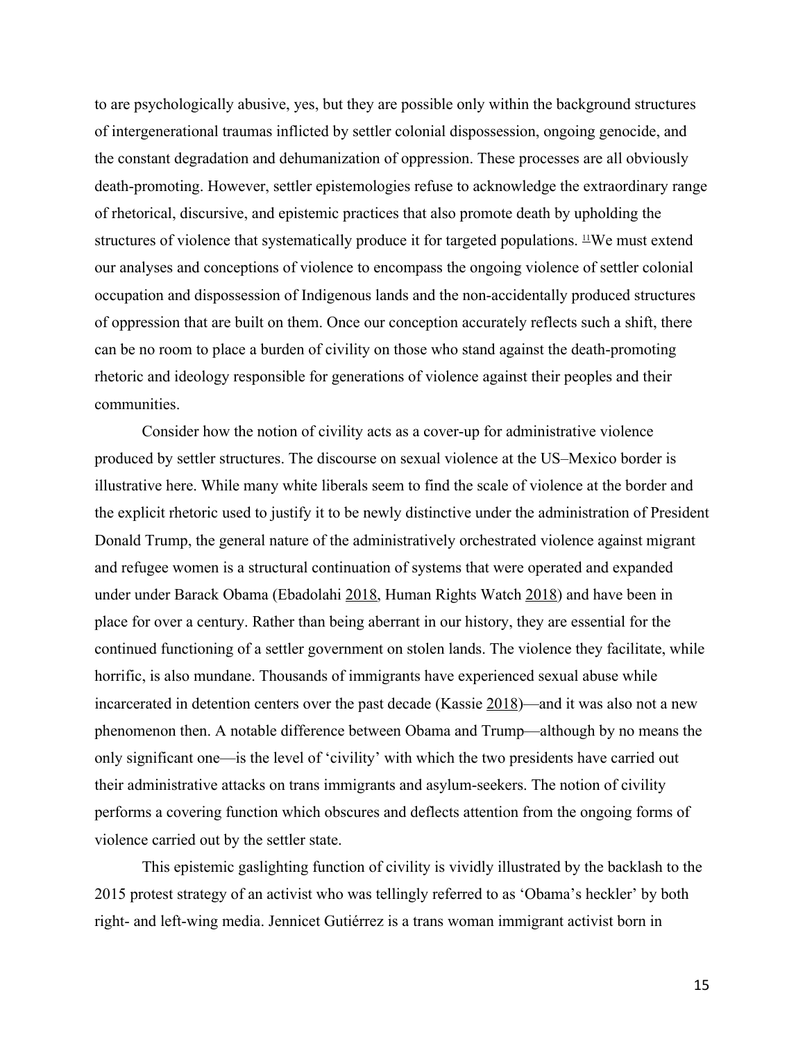to are psychologically abusive, yes, but they are possible only within the background structures of intergenerational traumas inflicted by settler colonial dispossession, ongoing genocide, and the constant degradation and dehumanization of oppression. These processes are all obviously death-promoting. However, settler epistemologies refuse to acknowledge the extraordinary range of rhetorical, discursive, and epistemic practices that also promote death by upholding the structures of violence that systematically produce it for targeted populations. [11]We must extend our analyses and conceptions of violence to encompass the ongoing violence of settler colonial occupation and dispossession of Indigenous lands and the non-accidentally produced structures of oppression that are built on them. Once our conception accurately reflects such a shift, there can be no room to place a burden of civility on those who stand against the death-promoting rhetoric and ideology responsible for generations of violence against their peoples and their communities.

Consider how the notion of civility acts as a cover-up for administrative violence produced by settler structures. The discourse on sexual violence at the US–Mexico border is illustrative here. While many white liberals seem to find the scale of violence at the border and the explicit rhetoric used to justify it to be newly distinctive under the administration of President Donald Trump, the general nature of the administratively orchestrated violence against migrant and refugee women is a structural continuation of systems that were operated and expanded under under Barack Obama (Ebadolahi 2018, Human Rights Watch 2018) and have been in place for over a century. Rather than being aberrant in our history, they are essential for the continued functioning of a settler government on stolen lands. The violence they facilitate, while horrific, is also mundane. Thousands of immigrants have experienced sexual abuse while incarcerated in detention centers over the past decade (Kassie 2018)—and it was also not a new phenomenon then. A notable difference between Obama and Trump—although by no means the only significant one—is the level of 'civility' with which the two presidents have carried out their administrative attacks on trans immigrants and asylum-seekers. The notion of civility performs a covering function which obscures and deflects attention from the ongoing forms of violence carried out by the settler state.

This epistemic gaslighting function of civility is vividly illustrated by the backlash to the 2015 protest strategy of an activist who was tellingly referred to as 'Obama's heckler' by both right- and left-wing media. Jennicet Gutiérrez is a trans woman immigrant activist born in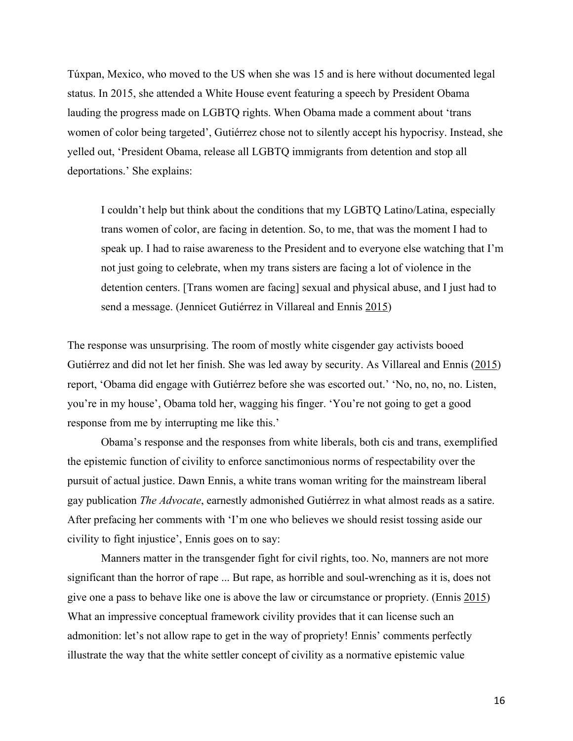Túxpan, Mexico, who moved to the US when she was 15 and is here without documented legal status. In 2015, she attended a White House event featuring a speech by President Obama lauding the progress made on LGBTQ rights. When Obama made a comment about 'trans women of color being targeted', Gutiérrez chose not to silently accept his hypocrisy. Instead, she yelled out, 'President Obama, release all LGBTQ immigrants from detention and stop all deportations.' She explains:

> I couldn't help but think about the conditions that my LGBTQ Latino/Latina, especially trans women of color, are facing in detention. So, to me, that was the moment I had to speak up. I had to raise awareness to the President and to everyone else watching that I'm not just going to celebrate, when my trans sisters are facing a lot of violence in the detention centers. [Trans women are facing] sexual and physical abuse, and I just had to send a message. (Jennicet Gutiérrez in Villareal and Ennis 2015)

The response was unsurprising. The room of mostly white cisgender gay activists booed Gutiérrez and did not let her finish. She was led away by security. As Villareal and Ennis (2015) report, 'Obama did engage with Gutiérrez before she was escorted out.' 'No, no, no, no. Listen, you're in my house', Obama told her, wagging his finger. 'You're not going to get a good response from me by interrupting me like this.'

Obama's response and the responses from white liberals, both cis and trans, exemplified the epistemic function of civility to enforce sanctimonious norms of respectability over the pursuit of actual justice. Dawn Ennis, a white trans woman writing for the mainstream liberal gay publication *The Advocate*, earnestly admonished Gutiérrez in what almost reads as a satire. After prefacing her comments with 'I'm one who believes we should resist tossing aside our civility to fight injustice', Ennis goes on to say:

> Manners matter in the transgender fight for civil rights, too. No, manners are not more significant than the horror of rape ... But rape, as horrible and soul-wrenching as it is, does not give one a pass to behave like one is above the law or circumstance or propriety. (Ennis 2015)

What an impressive conceptual framework civility provides that it can license such an admonition: let's not allow rape to get in the way of propriety! Ennis' comments perfectly illustrate the way that the white settler concept of civility as a normative epistemic value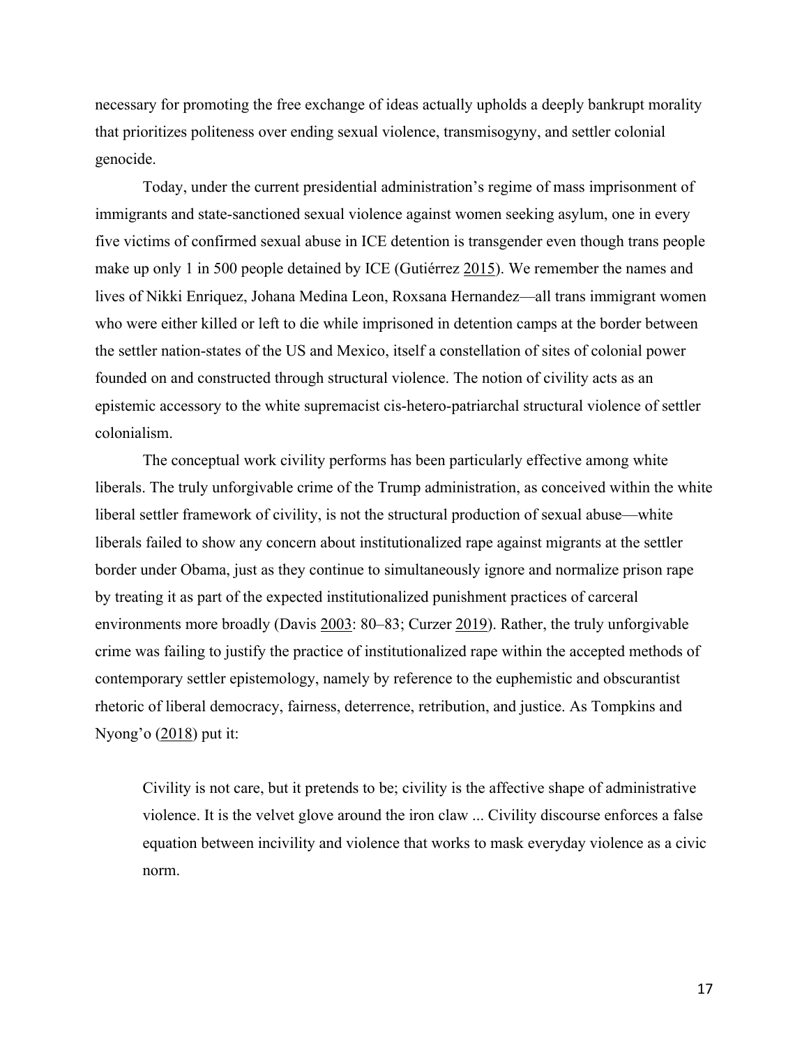necessary for promoting the free exchange of ideas actually upholds a deeply bankrupt morality that prioritizes politeness over ending sexual violence, transmisogyny, and settler colonial genocide.

Today, under the current presidential administration's regime of mass imprisonment of immigrants and state-sanctioned sexual violence against women seeking asylum, one in every five victims of confirmed sexual abuse in ICE detention is transgender even though trans people make up only 1 in 500 people detained by ICE (Gutiérrez 2015). We remember the names and lives of Nikki Enriquez, Johana Medina Leon, Roxsana Hernandez—all trans immigrant women who were either killed or left to die while imprisoned in detention camps at the border between the settler nation-states of the US and Mexico, itself a constellation of sites of colonial power founded on and constructed through structural violence. The notion of civility acts as an epistemic accessory to the white supremacist cis-hetero-patriarchal structural violence of settler colonialism.

The conceptual work civility performs has been particularly effective among white liberals. The truly unforgivable crime of the Trump administration, as conceived within the white liberal settler framework of civility, is not the structural production of sexual abuse—white liberals failed to show any concern about institutionalized rape against migrants at the settler border under Obama, just as they continue to simultaneously ignore and normalize prison rape by treating it as part of the expected institutionalized punishment practices of carceral environments more broadly (Davis 2003: 80–83; Curzer 2019). Rather, the truly unforgivable crime was failing to justify the practice of institutionalized rape within the accepted methods of contemporary settler epistemology, namely by reference to the euphemistic and obscurantist rhetoric of liberal democracy, fairness, deterrence, retribution, and justice. As Tompkins and Nyong'o (2018) put it:

> Civility is not care, but it pretends to be; civility is the affective shape of administrative violence. It is the velvet glove around the iron claw ... Civility discourse enforces a false equation between incivility and violence that works to mask everyday violence as a civic norm.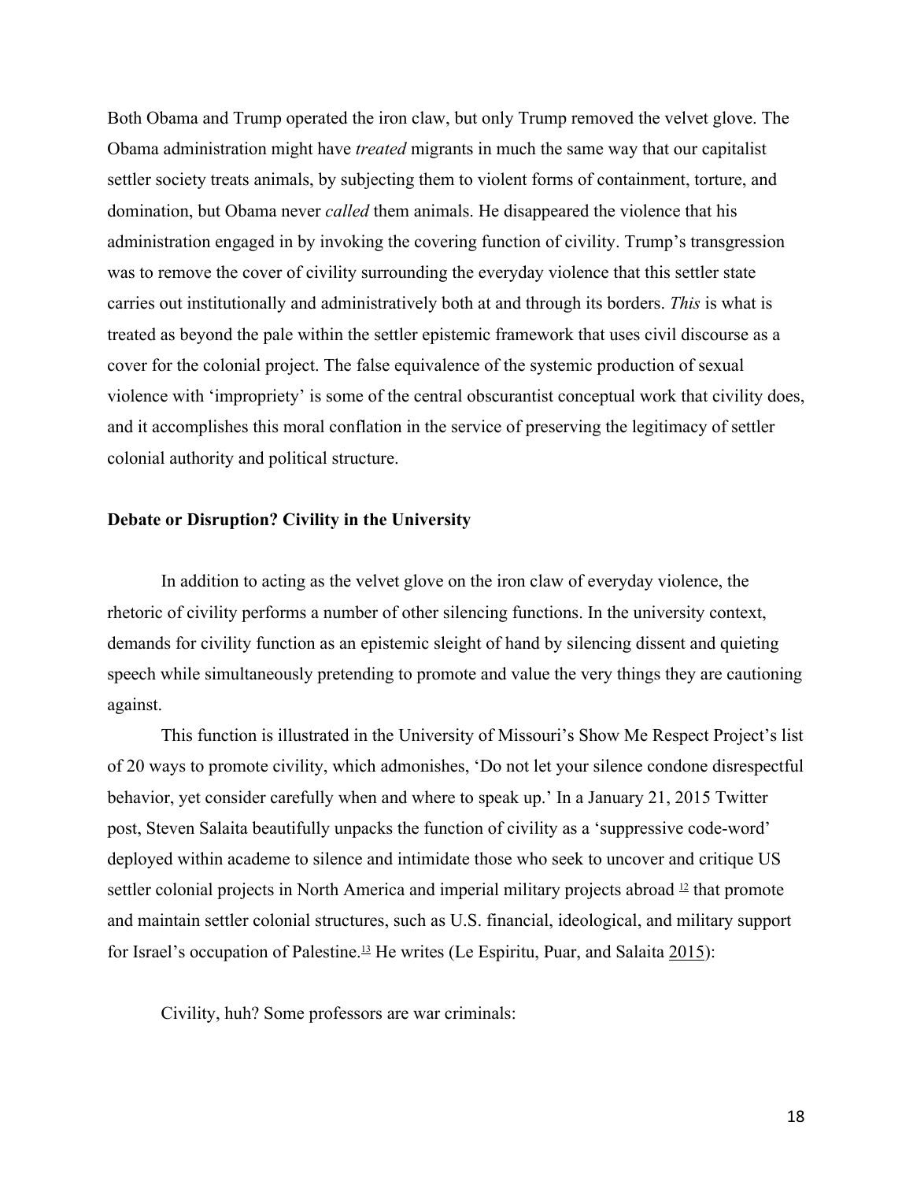Both Obama and Trump operated the iron claw, but only Trump removed the velvet glove. The Obama administration might have *treated* migrants in much the same way that our capitalist settler society treats animals, by subjecting them to violent forms of containment, torture, and domination, but Obama never *called* them animals. He disappeared the violence that his administration engaged in by invoking the covering function of civility. Trump's transgression was to remove the cover of civility surrounding the everyday violence that this settler state carries out institutionally and administratively both at and through its borders. *This* is what is treated as beyond the pale within the settler epistemic framework that uses civil discourse as a cover for the colonial project. The false equivalence of the systemic production of sexual violence with 'impropriety' is some of the central obscurantist conceptual work that civility does, and it accomplishes this moral conflation in the service of preserving the legitimacy of settler colonial authority and political structure.

**Debate or Disruption? Civility in the University**

In addition to acting as the velvet glove on the iron claw of everyday violence, the rhetoric of civility performs a number of other silencing functions. In the university context, demands for civility function as an epistemic sleight of hand by silencing dissent and quieting speech while simultaneously pretending to promote and value the very things they are cautioning against.

This function is illustrated in the University of Missouri's Show Me Respect Project's list of 20 ways to promote civility, which admonishes, 'Do not let your silence condone disrespectful behavior, yet consider carefully when and where to speak up.' In a January 21, 2015 Twitter post, Steven Salaita beautifully unpacks the function of civility as a 'suppressive code-word' deployed within academe to silence and intimidate those who seek to uncover and critique US settler colonial projects in North America and imperial military projects abroad [12] that promote and maintain settler colonial structures, such as U.S. financial, ideological, and military support for Israel's occupation of Palestine.[13] He writes (Le Espiritu, Puar, and Salaita 2015):

Civility, huh? Some professors are war criminals: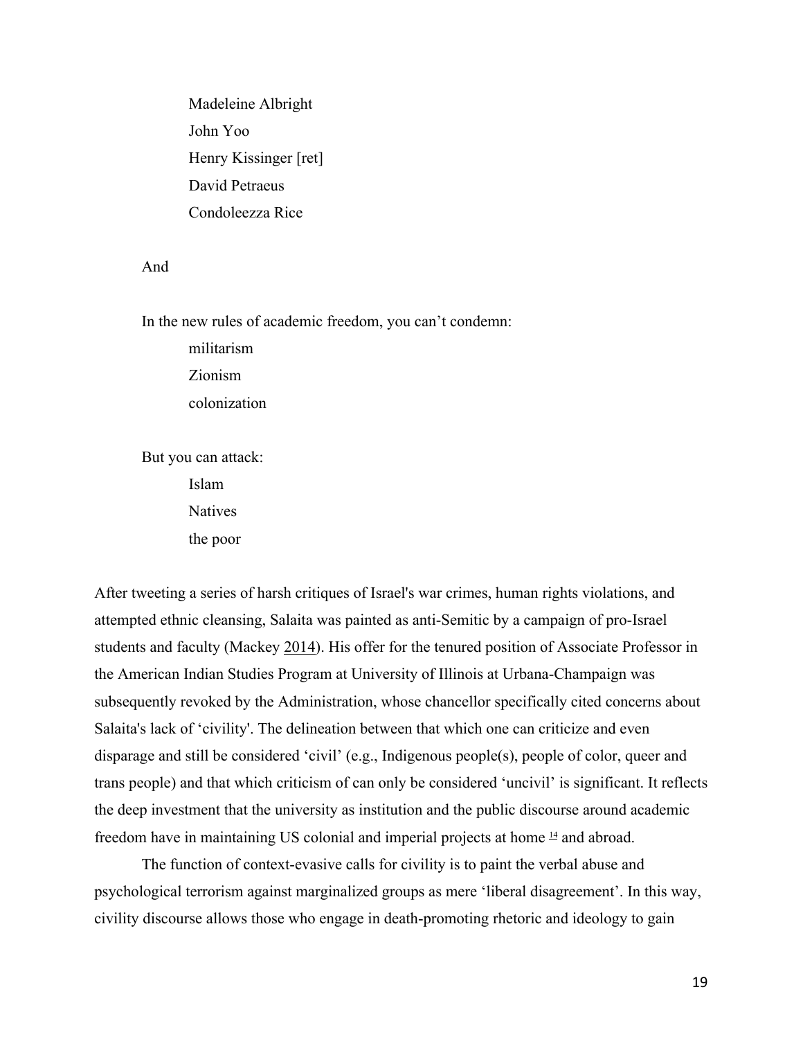Madeleine Albright
John Yoo
Henry Kissinger [ret]
David Petraeus
Condoleezza Rice

And

In the new rules of academic freedom, you can't condemn:
militarism
Zionism
colonization

But you can attack:
Islam
Natives
the poor

After tweeting a series of harsh critiques of Israel's war crimes, human rights violations, and attempted ethnic cleansing, Salaita was painted as anti-Semitic by a campaign of pro-Israel students and faculty (Mackey 2014). His offer for the tenured position of Associate Professor in the American Indian Studies Program at University of Illinois at Urbana-Champaign was subsequently revoked by the Administration, whose chancellor specifically cited concerns about Salaita's lack of 'civility'. The delineation between that which one can criticize and even disparage and still be considered 'civil' (e.g., Indigenous people(s), people of color, queer and trans people) and that which criticism of can only be considered 'uncivil' is significant. It reflects the deep investment that the university as institution and the public discourse around academic freedom have in maintaining US colonial and imperial projects at home [14] and abroad.

The function of context-evasive calls for civility is to paint the verbal abuse and psychological terrorism against marginalized groups as mere 'liberal disagreement'. In this way, civility discourse allows those who engage in death-promoting rhetoric and ideology to gain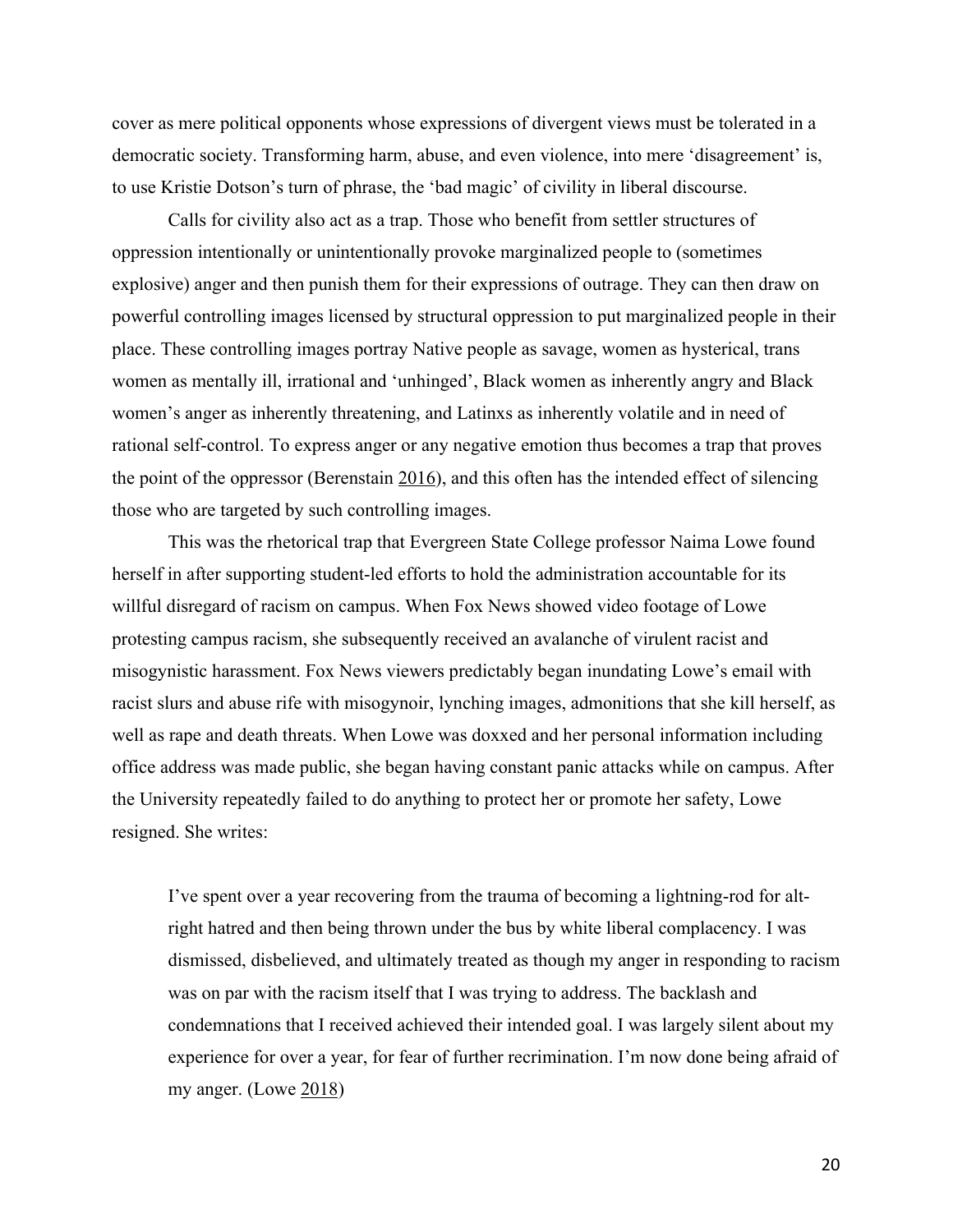cover as mere political opponents whose expressions of divergent views must be tolerated in a democratic society. Transforming harm, abuse, and even violence, into mere 'disagreement' is, to use Kristie Dotson's turn of phrase, the 'bad magic' of civility in liberal discourse.

Calls for civility also act as a trap. Those who benefit from settler structures of oppression intentionally or unintentionally provoke marginalized people to (sometimes explosive) anger and then punish them for their expressions of outrage. They can then draw on powerful controlling images licensed by structural oppression to put marginalized people in their place. These controlling images portray Native people as savage, women as hysterical, trans women as mentally ill, irrational and 'unhinged', Black women as inherently angry and Black women's anger as inherently threatening, and Latinxs as inherently volatile and in need of rational self-control. To express anger or any negative emotion thus becomes a trap that proves the point of the oppressor (Berenstain 2016), and this often has the intended effect of silencing those who are targeted by such controlling images.

This was the rhetorical trap that Evergreen State College professor Naima Lowe found herself in after supporting student-led efforts to hold the administration accountable for its willful disregard of racism on campus. When Fox News showed video footage of Lowe protesting campus racism, she subsequently received an avalanche of virulent racist and misogynistic harassment. Fox News viewers predictably began inundating Lowe's email with racist slurs and abuse rife with misogynoir, lynching images, admonitions that she kill herself, as well as rape and death threats. When Lowe was doxxed and her personal information including office address was made public, she began having constant panic attacks while on campus. After the University repeatedly failed to do anything to protect her or promote her safety, Lowe resigned. She writes:

> I've spent over a year recovering from the trauma of becoming a lightning-rod for alt-right hatred and then being thrown under the bus by white liberal complacency. I was dismissed, disbelieved, and ultimately treated as though my anger in responding to racism was on par with the racism itself that I was trying to address. The backlash and condemnations that I received achieved their intended goal. I was largely silent about my experience for over a year, for fear of further recrimination. I'm now done being afraid of my anger. (Lowe 2018)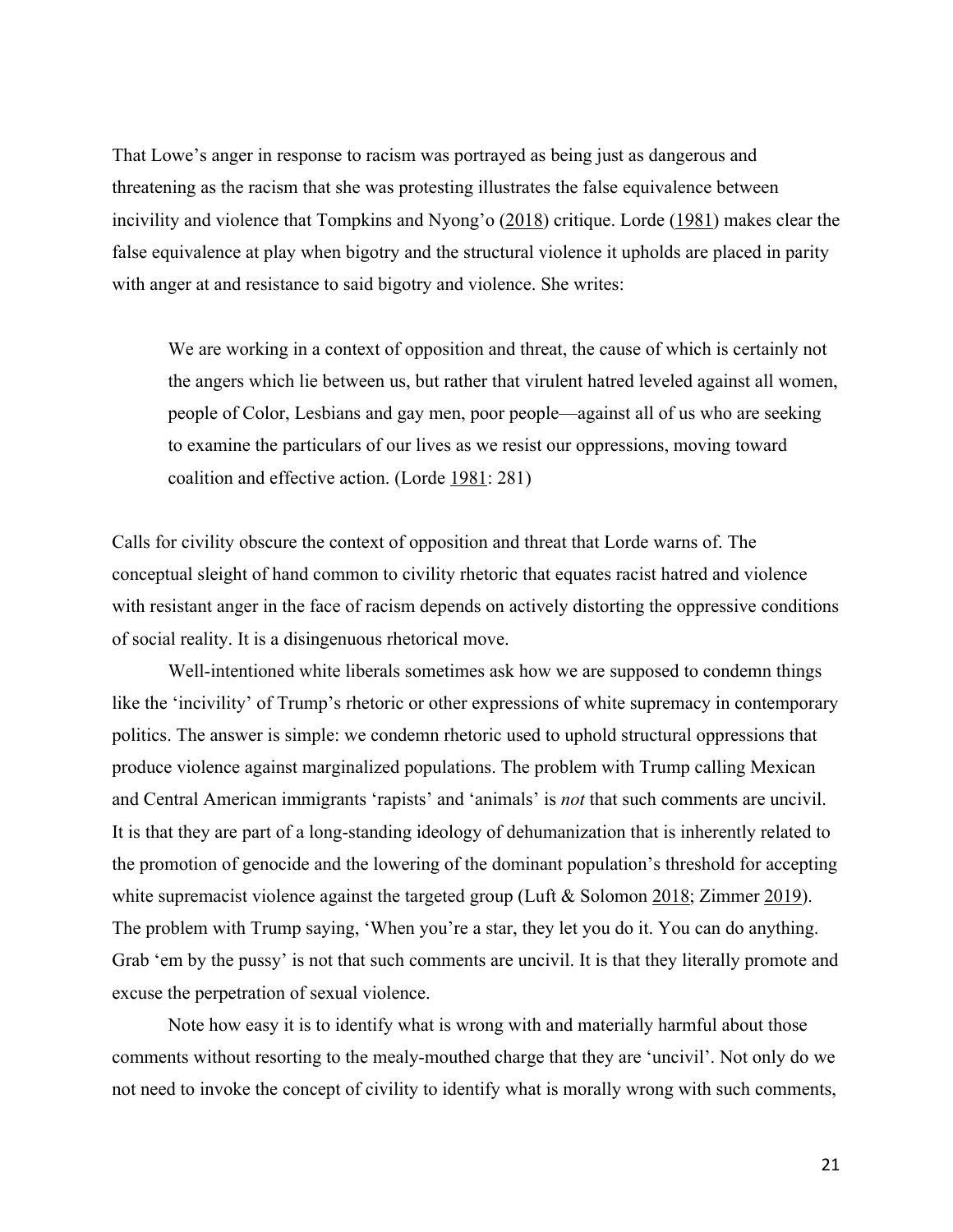That Lowe's anger in response to racism was portrayed as being just as dangerous and threatening as the racism that she was protesting illustrates the false equivalence between incivility and violence that Tompkins and Nyong'o (2018) critique. Lorde (1981) makes clear the false equivalence at play when bigotry and the structural violence it upholds are placed in parity with anger at and resistance to said bigotry and violence. She writes:

> We are working in a context of opposition and threat, the cause of which is certainly not the angers which lie between us, but rather that virulent hatred leveled against all women, people of Color, Lesbians and gay men, poor people—against all of us who are seeking to examine the particulars of our lives as we resist our oppressions, moving toward coalition and effective action. (Lorde 1981: 281)

Calls for civility obscure the context of opposition and threat that Lorde warns of. The conceptual sleight of hand common to civility rhetoric that equates racist hatred and violence with resistant anger in the face of racism depends on actively distorting the oppressive conditions of social reality. It is a disingenuous rhetorical move.

Well-intentioned white liberals sometimes ask how we are supposed to condemn things like the 'incivility' of Trump's rhetoric or other expressions of white supremacy in contemporary politics. The answer is simple: we condemn rhetoric used to uphold structural oppressions that produce violence against marginalized populations. The problem with Trump calling Mexican and Central American immigrants 'rapists' and 'animals' is *not* that such comments are uncivil. It is that they are part of a long-standing ideology of dehumanization that is inherently related to the promotion of genocide and the lowering of the dominant population's threshold for accepting white supremacist violence against the targeted group (Luft & Solomon 2018; Zimmer 2019). The problem with Trump saying, 'When you're a star, they let you do it. You can do anything. Grab 'em by the pussy' is not that such comments are uncivil. It is that they literally promote and excuse the perpetration of sexual violence.

Note how easy it is to identify what is wrong with and materially harmful about those comments without resorting to the mealy-mouthed charge that they are 'uncivil'. Not only do we not need to invoke the concept of civility to identify what is morally wrong with such comments,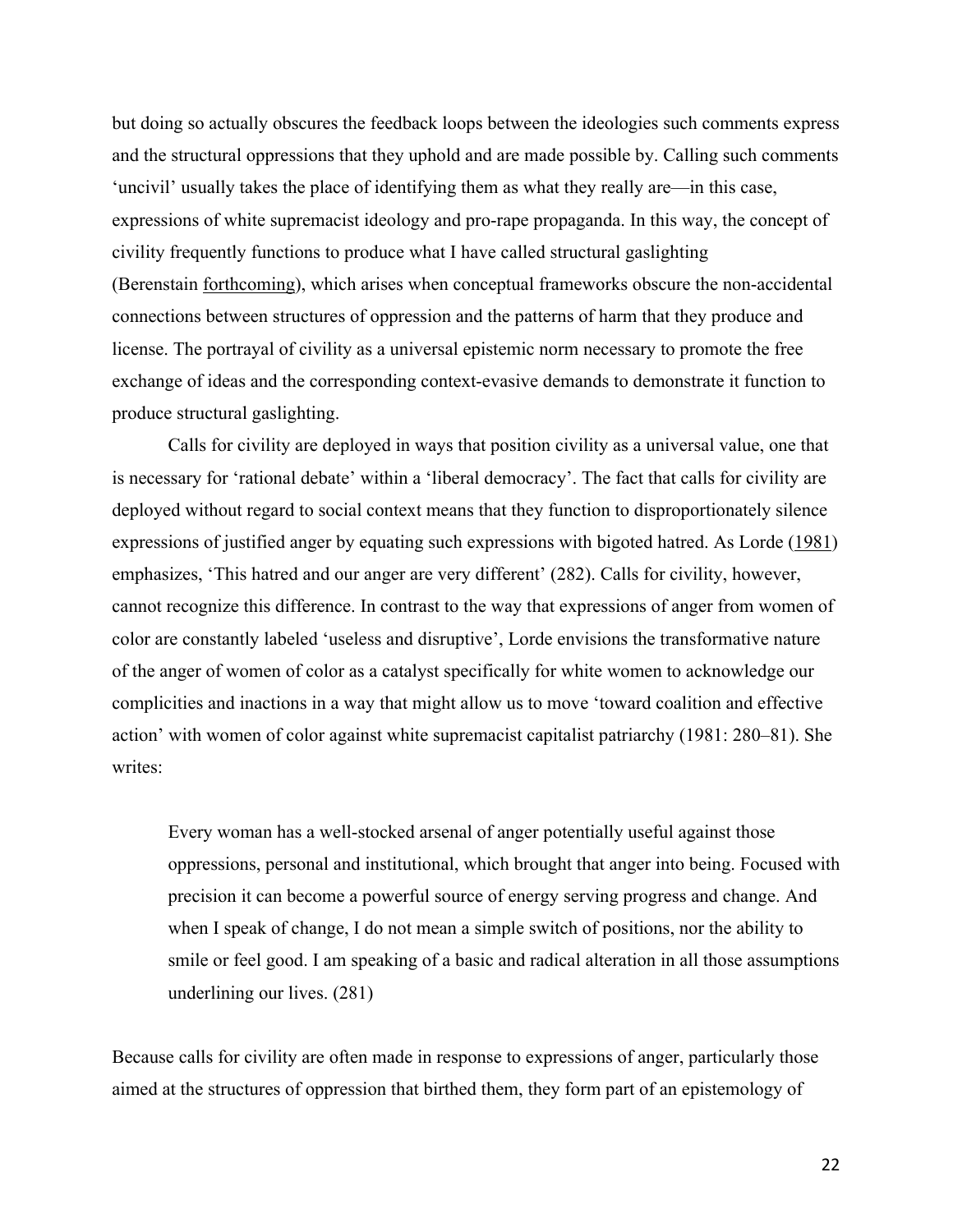but doing so actually obscures the feedback loops between the ideologies such comments express and the structural oppressions that they uphold and are made possible by. Calling such comments 'uncivil' usually takes the place of identifying them as what they really are—in this case, expressions of white supremacist ideology and pro-rape propaganda. In this way, the concept of civility frequently functions to produce what I have called structural gaslighting (Berenstain forthcoming), which arises when conceptual frameworks obscure the non-accidental connections between structures of oppression and the patterns of harm that they produce and license. The portrayal of civility as a universal epistemic norm necessary to promote the free exchange of ideas and the corresponding context-evasive demands to demonstrate it function to produce structural gaslighting.

Calls for civility are deployed in ways that position civility as a universal value, one that is necessary for 'rational debate' within a 'liberal democracy'. The fact that calls for civility are deployed without regard to social context means that they function to disproportionately silence expressions of justified anger by equating such expressions with bigoted hatred. As Lorde (1981) emphasizes, 'This hatred and our anger are very different' (282). Calls for civility, however, cannot recognize this difference. In contrast to the way that expressions of anger from women of color are constantly labeled 'useless and disruptive', Lorde envisions the transformative nature of the anger of women of color as a catalyst specifically for white women to acknowledge our complicities and inactions in a way that might allow us to move 'toward coalition and effective action' with women of color against white supremacist capitalist patriarchy (1981: 280–81). She writes:

> Every woman has a well-stocked arsenal of anger potentially useful against those oppressions, personal and institutional, which brought that anger into being. Focused with precision it can become a powerful source of energy serving progress and change. And when I speak of change, I do not mean a simple switch of positions, nor the ability to smile or feel good. I am speaking of a basic and radical alteration in all those assumptions underlining our lives. (281)

Because calls for civility are often made in response to expressions of anger, particularly those aimed at the structures of oppression that birthed them, they form part of an epistemology of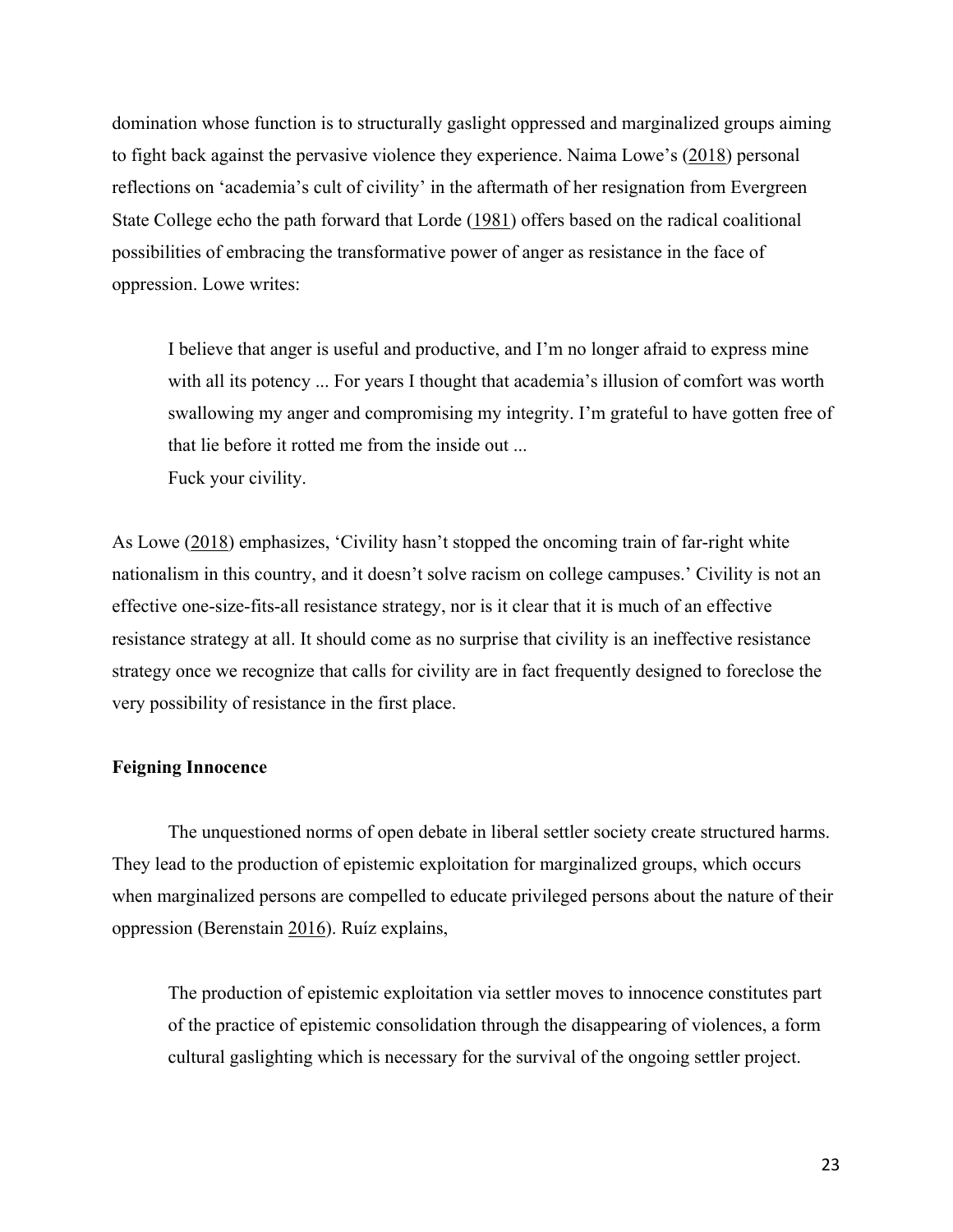domination whose function is to structurally gaslight oppressed and marginalized groups aiming to fight back against the pervasive violence they experience. Naima Lowe's (2018) personal reflections on 'academia's cult of civility' in the aftermath of her resignation from Evergreen State College echo the path forward that Lorde (1981) offers based on the radical coalitional possibilities of embracing the transformative power of anger as resistance in the face of oppression. Lowe writes:

> I believe that anger is useful and productive, and I'm no longer afraid to express mine with all its potency ... For years I thought that academia's illusion of comfort was worth swallowing my anger and compromising my integrity. I'm grateful to have gotten free of that lie before it rotted me from the inside out ...
>
> Fuck your civility.

As Lowe (2018) emphasizes, 'Civility hasn't stopped the oncoming train of far-right white nationalism in this country, and it doesn't solve racism on college campuses.' Civility is not an effective one-size-fits-all resistance strategy, nor is it clear that it is much of an effective resistance strategy at all. It should come as no surprise that civility is an ineffective resistance strategy once we recognize that calls for civility are in fact frequently designed to foreclose the very possibility of resistance in the first place.

**Feigning Innocence**

The unquestioned norms of open debate in liberal settler society create structured harms. They lead to the production of epistemic exploitation for marginalized groups, which occurs when marginalized persons are compelled to educate privileged persons about the nature of their oppression (Berenstain 2016). Ruíz explains,

> The production of epistemic exploitation via settler moves to innocence constitutes part of the practice of epistemic consolidation through the disappearing of violences, a form cultural gaslighting which is necessary for the survival of the ongoing settler project.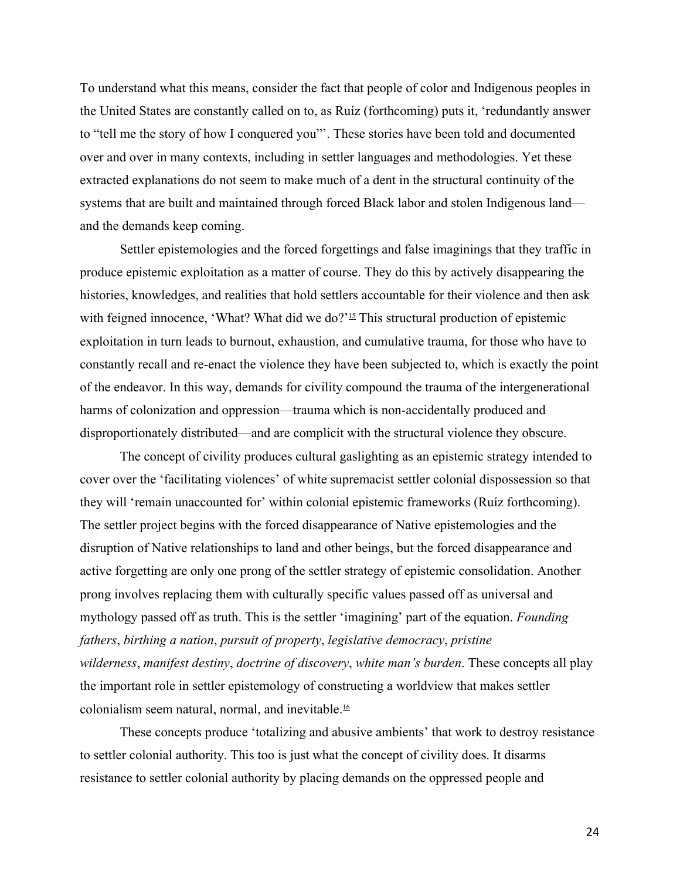To understand what this means, consider the fact that people of color and Indigenous peoples in the United States are constantly called on to, as Ruíz (forthcoming) puts it, 'redundantly answer to "tell me the story of how I conquered you"'. These stories have been told and documented over and over in many contexts, including in settler languages and methodologies. Yet these extracted explanations do not seem to make much of a dent in the structural continuity of the systems that are built and maintained through forced Black labor and stolen Indigenous land—and the demands keep coming.

Settler epistemologies and the forced forgettings and false imaginings that they traffic in produce epistemic exploitation as a matter of course. They do this by actively disappearing the histories, knowledges, and realities that hold settlers accountable for their violence and then ask with feigned innocence, 'What? What did we do?'[15] This structural production of epistemic exploitation in turn leads to burnout, exhaustion, and cumulative trauma, for those who have to constantly recall and re-enact the violence they have been subjected to, which is exactly the point of the endeavor. In this way, demands for civility compound the trauma of the intergenerational harms of colonization and oppression—trauma which is non-accidentally produced and disproportionately distributed—and are complicit with the structural violence they obscure.

The concept of civility produces cultural gaslighting as an epistemic strategy intended to cover over the 'facilitating violences' of white supremacist settler colonial dispossession so that they will 'remain unaccounted for' within colonial epistemic frameworks (Ruíz forthcoming). The settler project begins with the forced disappearance of Native epistemologies and the disruption of Native relationships to land and other beings, but the forced disappearance and active forgetting are only one prong of the settler strategy of epistemic consolidation. Another prong involves replacing them with culturally specific values passed off as universal and mythology passed off as truth. This is the settler 'imagining' part of the equation. *Founding fathers*, *birthing a nation*, *pursuit of property*, *legislative democracy*, *pristine wilderness*, *manifest destiny*, *doctrine of discovery*, *white man's burden*. These concepts all play the important role in settler epistemology of constructing a worldview that makes settler colonialism seem natural, normal, and inevitable.[16]

These concepts produce 'totalizing and abusive ambients' that work to destroy resistance to settler colonial authority. This too is just what the concept of civility does. It disarms resistance to settler colonial authority by placing demands on the oppressed people and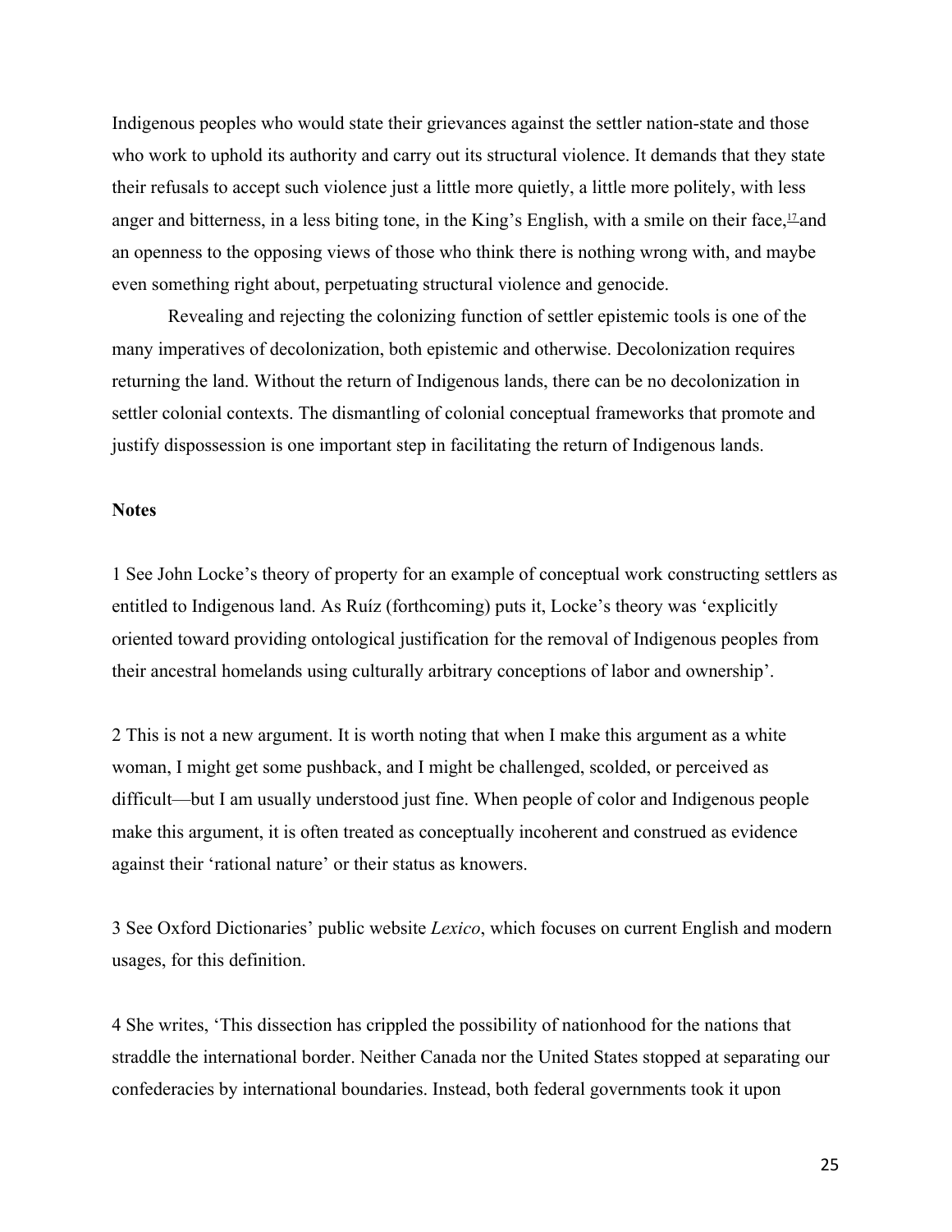Indigenous peoples who would state their grievances against the settler nation-state and those who work to uphold its authority and carry out its structural violence. It demands that they state their refusals to accept such violence just a little more quietly, a little more politely, with less anger and bitterness, in a less biting tone, in the King's English, with a smile on their face,[17] and an openness to the opposing views of those who think there is nothing wrong with, and maybe even something right about, perpetuating structural violence and genocide.

Revealing and rejecting the colonizing function of settler epistemic tools is one of the many imperatives of decolonization, both epistemic and otherwise. Decolonization requires returning the land. Without the return of Indigenous lands, there can be no decolonization in settler colonial contexts. The dismantling of colonial conceptual frameworks that promote and justify dispossession is one important step in facilitating the return of Indigenous lands.

**Notes**

1 See John Locke's theory of property for an example of conceptual work constructing settlers as entitled to Indigenous land. As Ruíz (forthcoming) puts it, Locke's theory was 'explicitly oriented toward providing ontological justification for the removal of Indigenous peoples from their ancestral homelands using culturally arbitrary conceptions of labor and ownership'.

2 This is not a new argument. It is worth noting that when I make this argument as a white woman, I might get some pushback, and I might be challenged, scolded, or perceived as difficult—but I am usually understood just fine. When people of color and Indigenous people make this argument, it is often treated as conceptually incoherent and construed as evidence against their 'rational nature' or their status as knowers.

3 See Oxford Dictionaries' public website *Lexico*, which focuses on current English and modern usages, for this definition.

4 She writes, 'This dissection has crippled the possibility of nationhood for the nations that straddle the international border. Neither Canada nor the United States stopped at separating our confederacies by international boundaries. Instead, both federal governments took it upon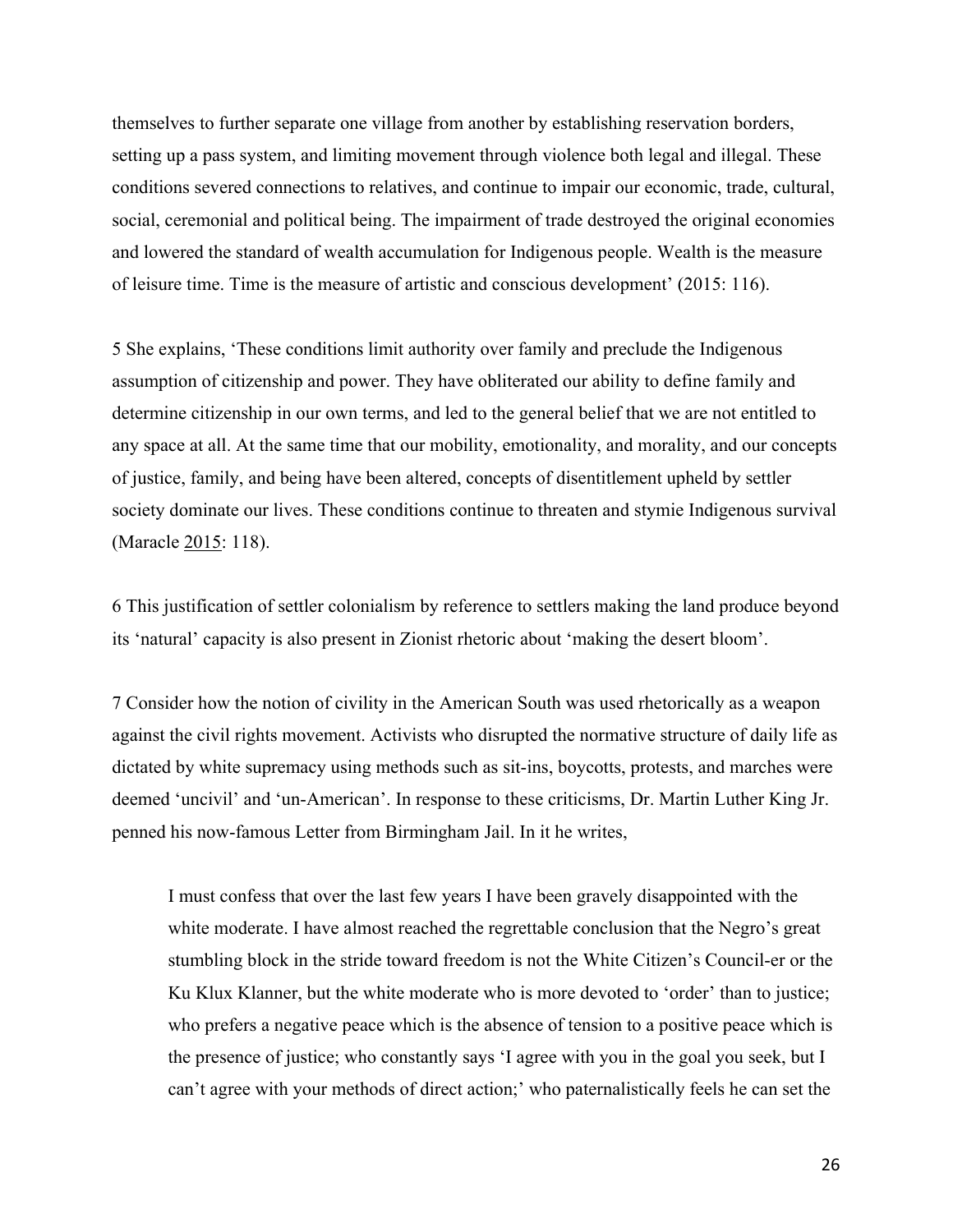themselves to further separate one village from another by establishing reservation borders, setting up a pass system, and limiting movement through violence both legal and illegal. These conditions severed connections to relatives, and continue to impair our economic, trade, cultural, social, ceremonial and political being. The impairment of trade destroyed the original economies and lowered the standard of wealth accumulation for Indigenous people. Wealth is the measure of leisure time. Time is the measure of artistic and conscious development' (2015: 116).

5 She explains, 'These conditions limit authority over family and preclude the Indigenous assumption of citizenship and power. They have obliterated our ability to define family and determine citizenship in our own terms, and led to the general belief that we are not entitled to any space at all. At the same time that our mobility, emotionality, and morality, and our concepts of justice, family, and being have been altered, concepts of disentitlement upheld by settler society dominate our lives. These conditions continue to threaten and stymie Indigenous survival (Maracle 2015: 118).

6 This justification of settler colonialism by reference to settlers making the land produce beyond its 'natural' capacity is also present in Zionist rhetoric about 'making the desert bloom'.

7 Consider how the notion of civility in the American South was used rhetorically as a weapon against the civil rights movement. Activists who disrupted the normative structure of daily life as dictated by white supremacy using methods such as sit-ins, boycotts, protests, and marches were deemed 'uncivil' and 'un-American'. In response to these criticisms, Dr. Martin Luther King Jr. penned his now-famous Letter from Birmingham Jail. In it he writes,

> I must confess that over the last few years I have been gravely disappointed with the white moderate. I have almost reached the regrettable conclusion that the Negro's great stumbling block in the stride toward freedom is not the White Citizen's Council-er or the Ku Klux Klanner, but the white moderate who is more devoted to 'order' than to justice; who prefers a negative peace which is the absence of tension to a positive peace which is the presence of justice; who constantly says 'I agree with you in the goal you seek, but I can't agree with your methods of direct action;' who paternalistically feels he can set the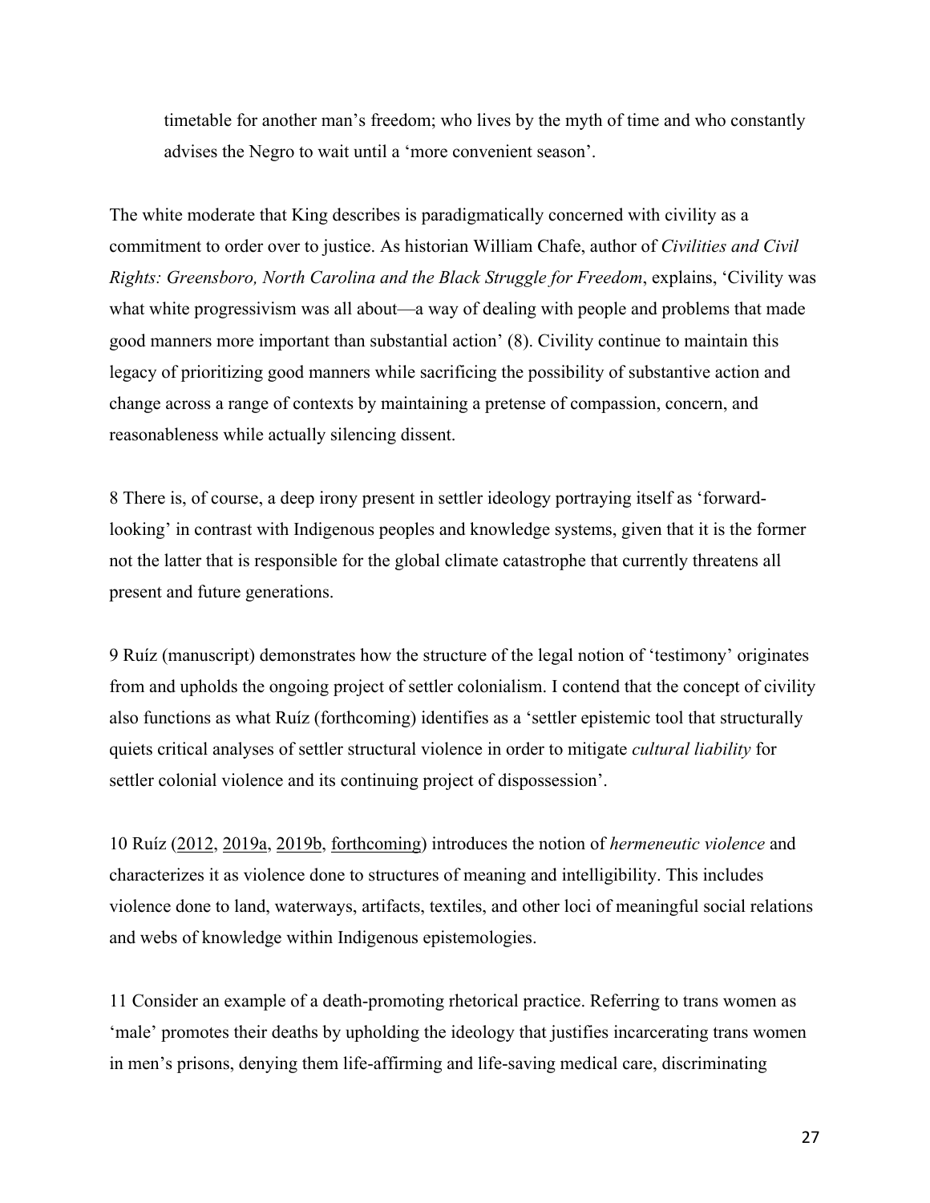> timetable for another man's freedom; who lives by the myth of time and who constantly advises the Negro to wait until a 'more convenient season'.

The white moderate that King describes is paradigmatically concerned with civility as a commitment to order over to justice. As historian William Chafe, author of *Civilities and Civil Rights: Greensboro, North Carolina and the Black Struggle for Freedom*, explains, 'Civility was what white progressivism was all about—a way of dealing with people and problems that made good manners more important than substantial action' (8). Civility continue to maintain this legacy of prioritizing good manners while sacrificing the possibility of substantive action and change across a range of contexts by maintaining a pretense of compassion, concern, and reasonableness while actually silencing dissent.

8 There is, of course, a deep irony present in settler ideology portraying itself as 'forward-looking' in contrast with Indigenous peoples and knowledge systems, given that it is the former not the latter that is responsible for the global climate catastrophe that currently threatens all present and future generations.

9 Ruíz (manuscript) demonstrates how the structure of the legal notion of 'testimony' originates from and upholds the ongoing project of settler colonialism. I contend that the concept of civility also functions as what Ruíz (forthcoming) identifies as a 'settler epistemic tool that structurally quiets critical analyses of settler structural violence in order to mitigate *cultural liability* for settler colonial violence and its continuing project of dispossession'.

10 Ruíz (2012, 2019a, 2019b, forthcoming) introduces the notion of *hermeneutic violence* and characterizes it as violence done to structures of meaning and intelligibility. This includes violence done to land, waterways, artifacts, textiles, and other loci of meaningful social relations and webs of knowledge within Indigenous epistemologies.

11 Consider an example of a death-promoting rhetorical practice. Referring to trans women as 'male' promotes their deaths by upholding the ideology that justifies incarcerating trans women in men's prisons, denying them life-affirming and life-saving medical care, discriminating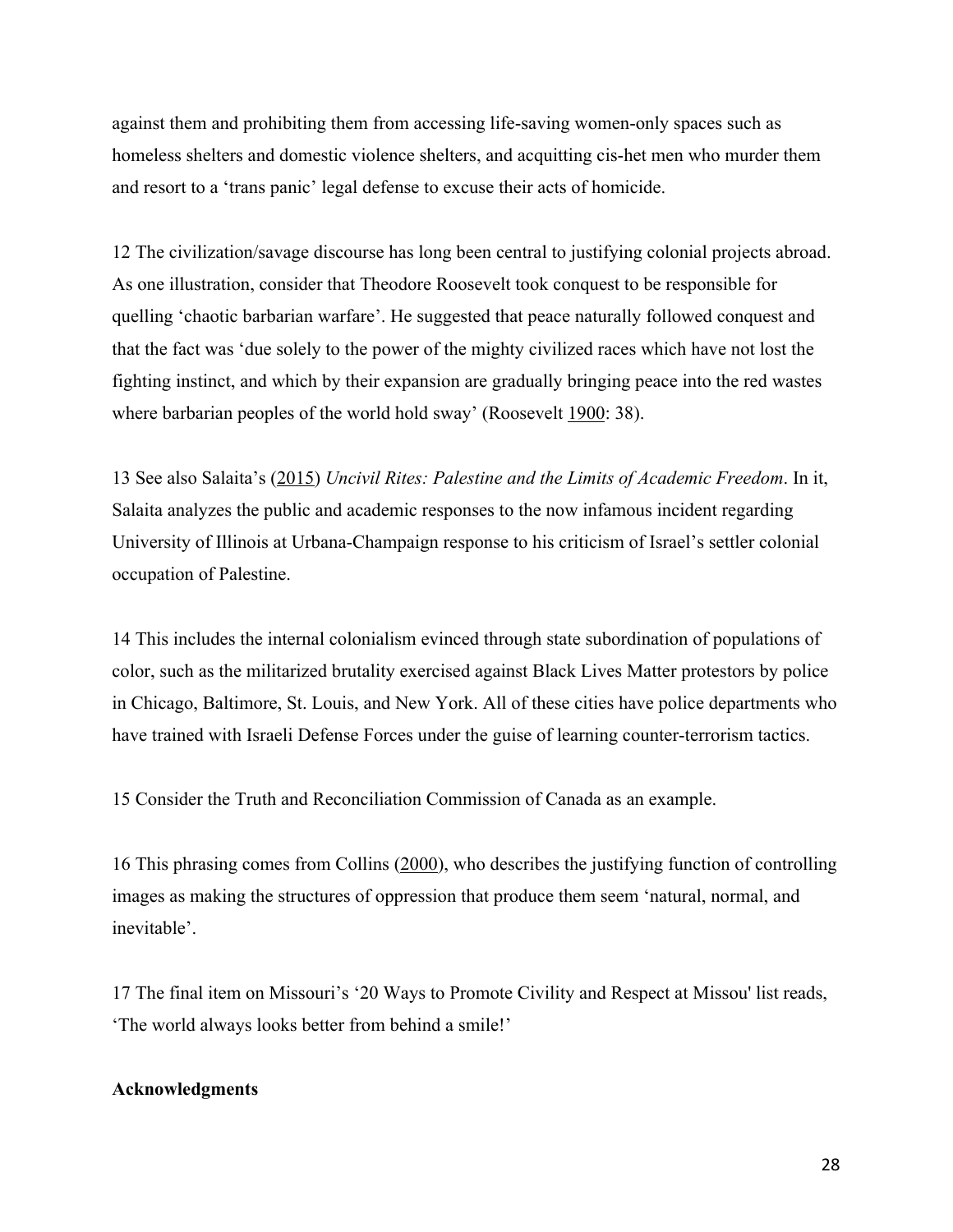against them and prohibiting them from accessing life-saving women-only spaces such as homeless shelters and domestic violence shelters, and acquitting cis-het men who murder them and resort to a 'trans panic' legal defense to excuse their acts of homicide.

12 The civilization/savage discourse has long been central to justifying colonial projects abroad. As one illustration, consider that Theodore Roosevelt took conquest to be responsible for quelling 'chaotic barbarian warfare'. He suggested that peace naturally followed conquest and that the fact was 'due solely to the power of the mighty civilized races which have not lost the fighting instinct, and which by their expansion are gradually bringing peace into the red wastes where barbarian peoples of the world hold sway' (Roosevelt 1900: 38).

13 See also Salaita's (2015) *Uncivil Rites: Palestine and the Limits of Academic Freedom*. In it, Salaita analyzes the public and academic responses to the now infamous incident regarding University of Illinois at Urbana-Champaign response to his criticism of Israel's settler colonial occupation of Palestine.

14 This includes the internal colonialism evinced through state subordination of populations of color, such as the militarized brutality exercised against Black Lives Matter protestors by police in Chicago, Baltimore, St. Louis, and New York. All of these cities have police departments who have trained with Israeli Defense Forces under the guise of learning counter-terrorism tactics.

15 Consider the Truth and Reconciliation Commission of Canada as an example.

16 This phrasing comes from Collins (2000), who describes the justifying function of controlling images as making the structures of oppression that produce them seem 'natural, normal, and inevitable'.

17 The final item on Missouri's '20 Ways to Promote Civility and Respect at Missou' list reads, 'The world always looks better from behind a smile!'

**Acknowledgments**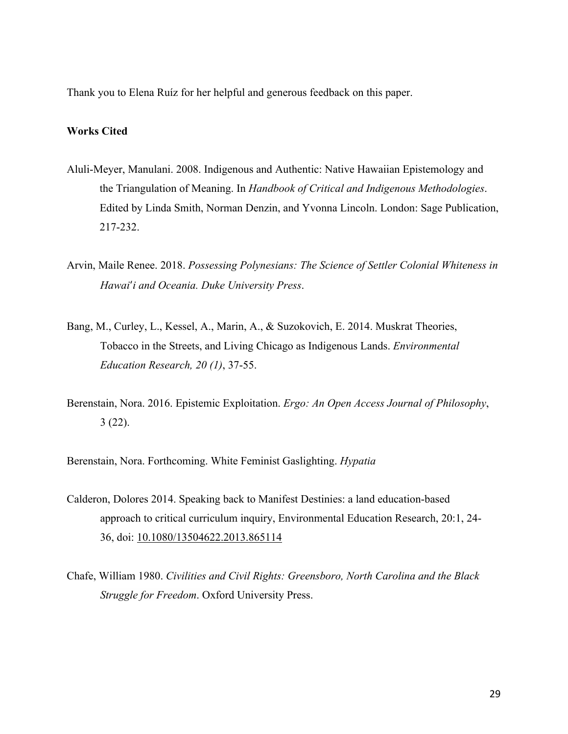Thank you to Elena Ruíz for her helpful and generous feedback on this paper.

**Works Cited**

Aluli-Meyer, Manulani. 2008. Indigenous and Authentic: Native Hawaiian Epistemology and the Triangulation of Meaning. In *Handbook of Critical and Indigenous Methodologies*. Edited by Linda Smith, Norman Denzin, and Yvonna Lincoln. London: Sage Publication, 217-232.

Arvin, Maile Renee. 2018. *Possessing Polynesians: The Science of Settler Colonial Whiteness in Hawaiʻi and Oceania. Duke University Press*.

Bang, M., Curley, L., Kessel, A., Marin, A., & Suzokovich, E. 2014. Muskrat Theories, Tobacco in the Streets, and Living Chicago as Indigenous Lands. *Environmental Education Research, 20 (1)*, 37-55.

Berenstain, Nora. 2016. Epistemic Exploitation. *Ergo: An Open Access Journal of Philosophy*, 3 (22).

Berenstain, Nora. Forthcoming. White Feminist Gaslighting. *Hypatia*

Calderon, Dolores 2014. Speaking back to Manifest Destinies: a land education-based approach to critical curriculum inquiry, Environmental Education Research, 20:1, 24-36, doi: 10.1080/13504622.2013.865114

Chafe, William 1980. *Civilities and Civil Rights: Greensboro, North Carolina and the Black Struggle for Freedom*. Oxford University Press.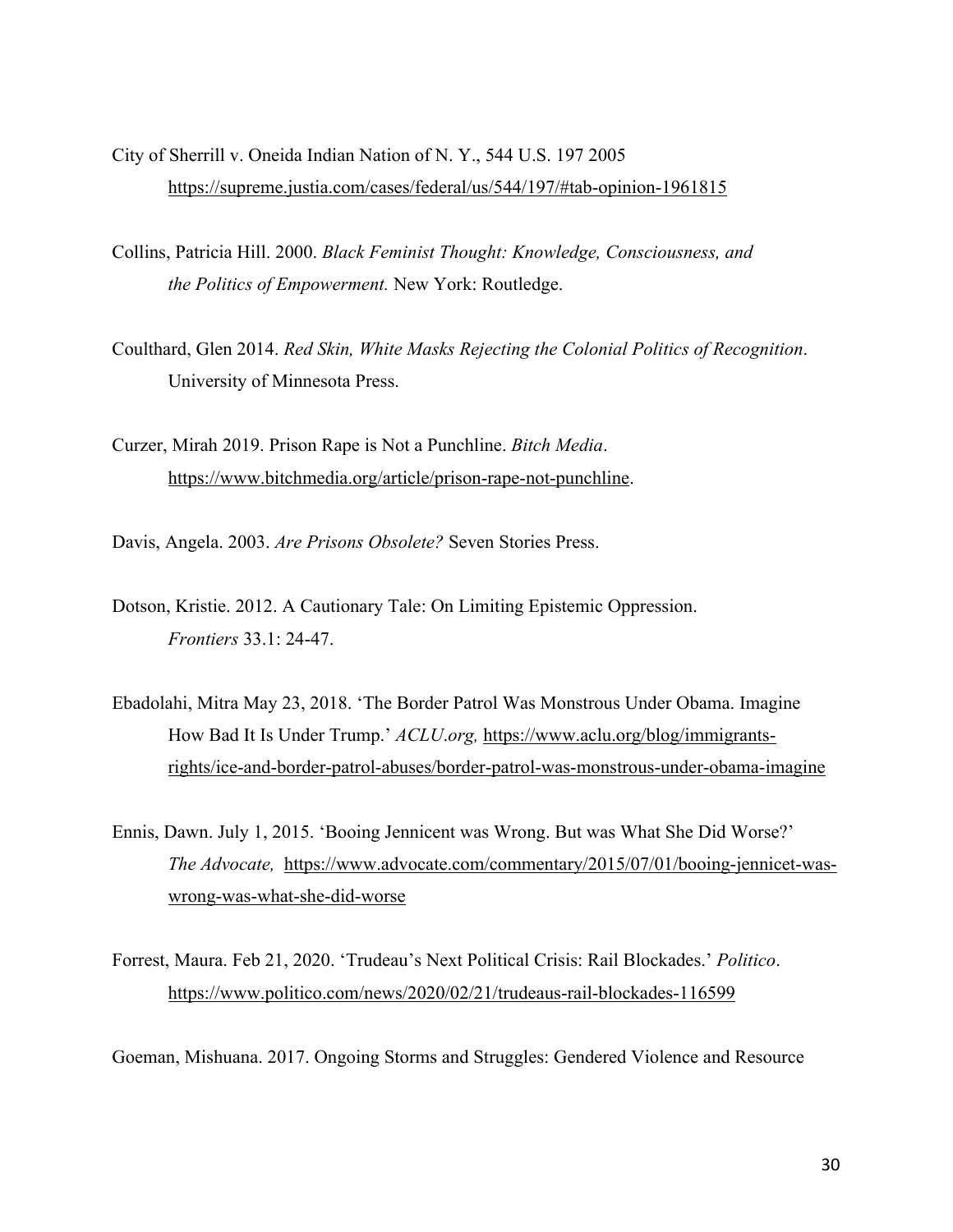City of Sherrill v. Oneida Indian Nation of N. Y., 544 U.S. 197 2005 https://supreme.justia.com/cases/federal/us/544/197/#tab-opinion-1961815

Collins, Patricia Hill. 2000. *Black Feminist Thought: Knowledge, Consciousness, and the Politics of Empowerment.* New York: Routledge.

Coulthard, Glen 2014. *Red Skin, White Masks Rejecting the Colonial Politics of Recognition*. University of Minnesota Press.

Curzer, Mirah 2019. Prison Rape is Not a Punchline. *Bitch Media*. https://www.bitchmedia.org/article/prison-rape-not-punchline.

Davis, Angela. 2003. *Are Prisons Obsolete?* Seven Stories Press.

Dotson, Kristie. 2012. A Cautionary Tale: On Limiting Epistemic Oppression. *Frontiers* 33.1: 24-47.

Ebadolahi, Mitra May 23, 2018. 'The Border Patrol Was Monstrous Under Obama. Imagine How Bad It Is Under Trump.' *ACLU.org,* https://www.aclu.org/blog/immigrants-rights/ice-and-border-patrol-abuses/border-patrol-was-monstrous-under-obama-imagine

Ennis, Dawn. July 1, 2015. 'Booing Jennicent was Wrong. But was What She Did Worse?' *The Advocate,* https://www.advocate.com/commentary/2015/07/01/booing-jennicet-was-wrong-was-what-she-did-worse

Forrest, Maura. Feb 21, 2020. 'Trudeau's Next Political Crisis: Rail Blockades.' *Politico*. https://www.politico.com/news/2020/02/21/trudeaus-rail-blockades-116599

Goeman, Mishuana. 2017. Ongoing Storms and Struggles: Gendered Violence and Resource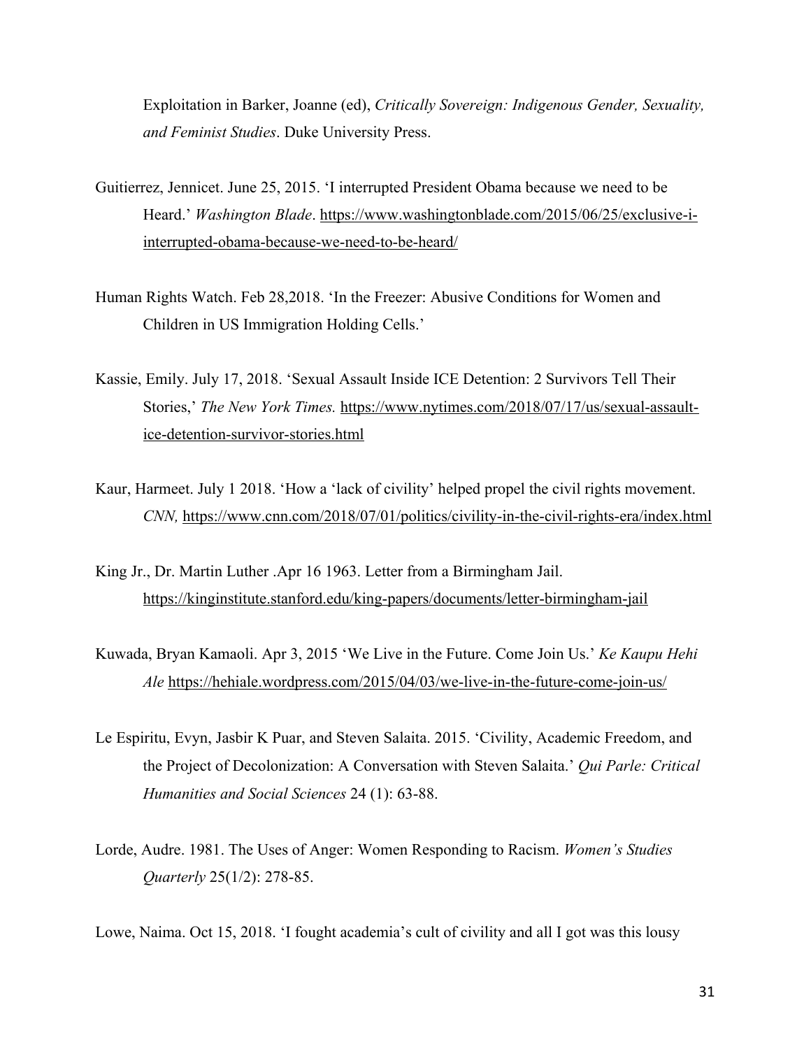Exploitation in Barker, Joanne (ed), *Critically Sovereign: Indigenous Gender, Sexuality, and Feminist Studies*. Duke University Press.

Guitierrez, Jennicet. June 25, 2015. 'I interrupted President Obama because we need to be Heard.' *Washington Blade*. https://www.washingtonblade.com/2015/06/25/exclusive-i-interrupted-obama-because-we-need-to-be-heard/

Human Rights Watch. Feb 28,2018. 'In the Freezer: Abusive Conditions for Women and Children in US Immigration Holding Cells.'

Kassie, Emily. July 17, 2018. 'Sexual Assault Inside ICE Detention: 2 Survivors Tell Their Stories,' *The New York Times.* https://www.nytimes.com/2018/07/17/us/sexual-assault-ice-detention-survivor-stories.html

Kaur, Harmeet. July 1 2018. 'How a 'lack of civility' helped propel the civil rights movement. *CNN,* https://www.cnn.com/2018/07/01/politics/civility-in-the-civil-rights-era/index.html

King Jr., Dr. Martin Luther .Apr 16 1963. Letter from a Birmingham Jail. https://kinginstitute.stanford.edu/king-papers/documents/letter-birmingham-jail

Kuwada, Bryan Kamaoli. Apr 3, 2015 'We Live in the Future. Come Join Us.' *Ke Kaupu Hehi Ale* https://hehiale.wordpress.com/2015/04/03/we-live-in-the-future-come-join-us/

Le Espiritu, Evyn, Jasbir K Puar, and Steven Salaita. 2015. 'Civility, Academic Freedom, and the Project of Decolonization: A Conversation with Steven Salaita.' *Qui Parle: Critical Humanities and Social Sciences* 24 (1): 63-88.

Lorde, Audre. 1981. The Uses of Anger: Women Responding to Racism. *Women's Studies Quarterly* 25(1/2): 278-85.

Lowe, Naima. Oct 15, 2018. 'I fought academia's cult of civility and all I got was this lousy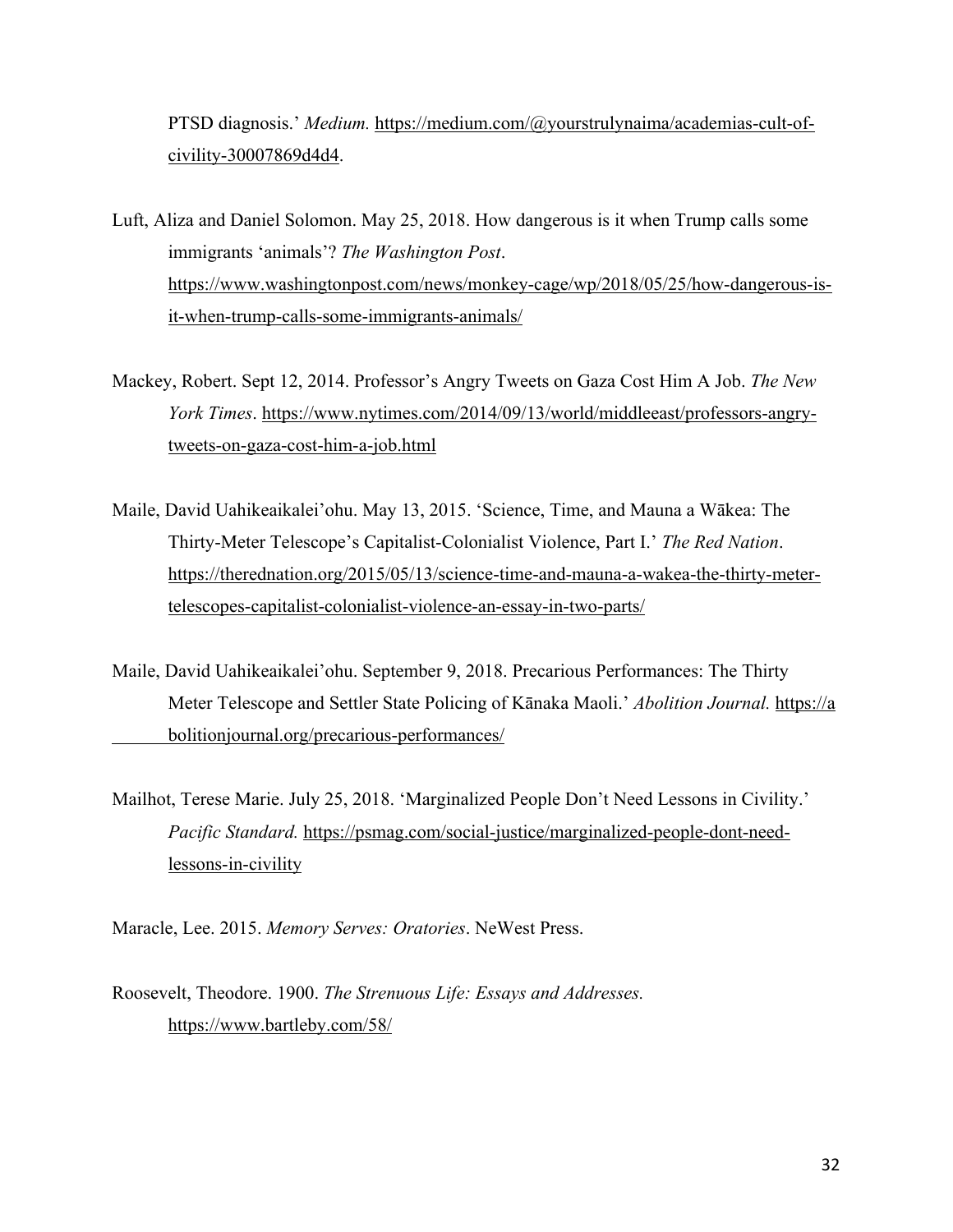PTSD diagnosis.' *Medium.* https://medium.com/@yourstrulynaima/academias-cult-of-civility-30007869d4d4.

Luft, Aliza and Daniel Solomon. May 25, 2018. How dangerous is it when Trump calls some immigrants 'animals'? *The Washington Post*. https://www.washingtonpost.com/news/monkey-cage/wp/2018/05/25/how-dangerous-is-it-when-trump-calls-some-immigrants-animals/

Mackey, Robert. Sept 12, 2014. Professor's Angry Tweets on Gaza Cost Him A Job. *The New York Times*. https://www.nytimes.com/2014/09/13/world/middleeast/professors-angry-tweets-on-gaza-cost-him-a-job.html

Maile, David Uahikeaikalei'ohu. May 13, 2015. 'Science, Time, and Mauna a Wākea: The Thirty-Meter Telescope's Capitalist-Colonialist Violence, Part I.' *The Red Nation*. https://therednation.org/2015/05/13/science-time-and-mauna-a-wakea-the-thirty-meter-telescopes-capitalist-colonialist-violence-an-essay-in-two-parts/

Maile, David Uahikeaikalei'ohu. September 9, 2018. Precarious Performances: The Thirty Meter Telescope and Settler State Policing of Kānaka Maoli.' *Abolition Journal.* https://abolitionjournal.org/precarious-performances/

Mailhot, Terese Marie. July 25, 2018. 'Marginalized People Don't Need Lessons in Civility.' *Pacific Standard.* https://psmag.com/social-justice/marginalized-people-dont-need-lessons-in-civility

Maracle, Lee. 2015. *Memory Serves: Oratories*. NeWest Press.

Roosevelt, Theodore. 1900. *The Strenuous Life: Essays and Addresses.* https://www.bartleby.com/58/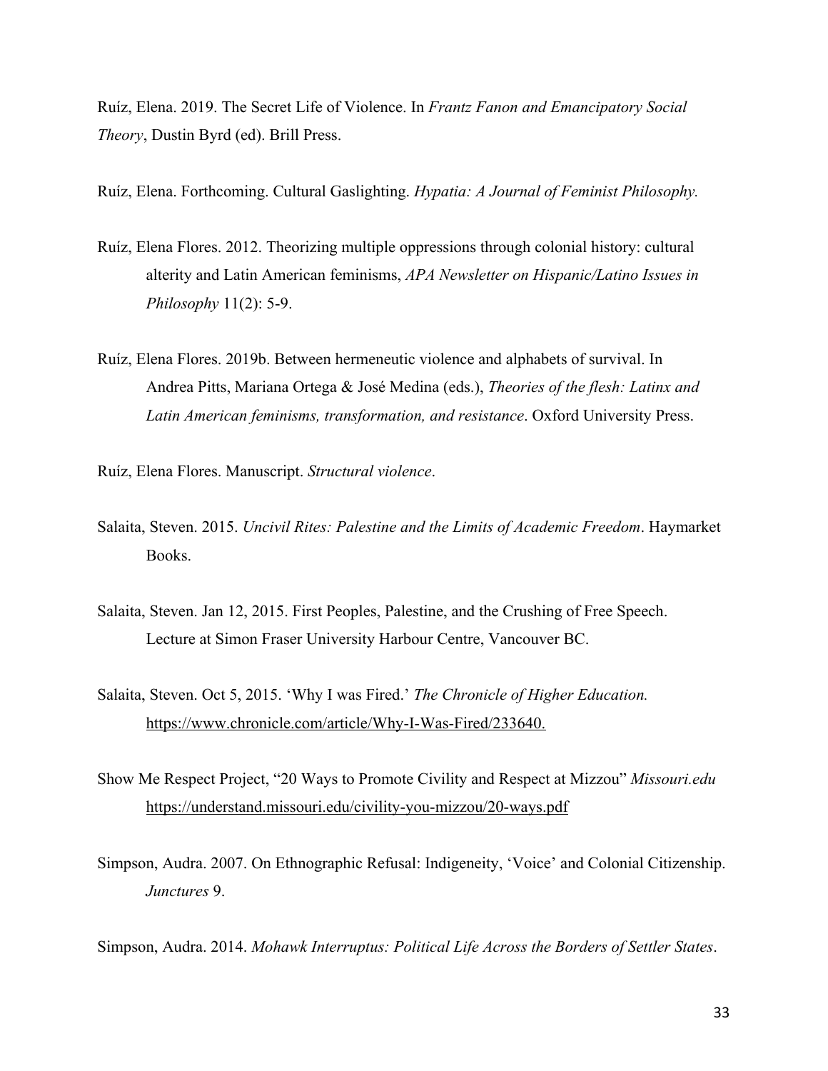Ruíz, Elena. 2019. The Secret Life of Violence. In *Frantz Fanon and Emancipatory Social Theory*, Dustin Byrd (ed). Brill Press.

Ruíz, Elena. Forthcoming. Cultural Gaslighting. *Hypatia: A Journal of Feminist Philosophy.*

Ruíz, Elena Flores. 2012. Theorizing multiple oppressions through colonial history: cultural alterity and Latin American feminisms, *APA Newsletter on Hispanic/Latino Issues in Philosophy* 11(2): 5-9.

Ruíz, Elena Flores. 2019b. Between hermeneutic violence and alphabets of survival. In Andrea Pitts, Mariana Ortega & José Medina (eds.), *Theories of the flesh: Latinx and Latin American feminisms, transformation, and resistance*. Oxford University Press.

Ruíz, Elena Flores. Manuscript. *Structural violence*.

Salaita, Steven. 2015. *Uncivil Rites: Palestine and the Limits of Academic Freedom*. Haymarket Books.

Salaita, Steven. Jan 12, 2015. First Peoples, Palestine, and the Crushing of Free Speech. Lecture at Simon Fraser University Harbour Centre, Vancouver BC.

Salaita, Steven. Oct 5, 2015. 'Why I was Fired.' *The Chronicle of Higher Education.* https://www.chronicle.com/article/Why-I-Was-Fired/233640.

Show Me Respect Project, "20 Ways to Promote Civility and Respect at Mizzou" *Missouri.edu* https://understand.missouri.edu/civility-you-mizzou/20-ways.pdf

Simpson, Audra. 2007. On Ethnographic Refusal: Indigeneity, 'Voice' and Colonial Citizenship. *Junctures* 9.

Simpson, Audra. 2014. *Mohawk Interruptus: Political Life Across the Borders of Settler States*.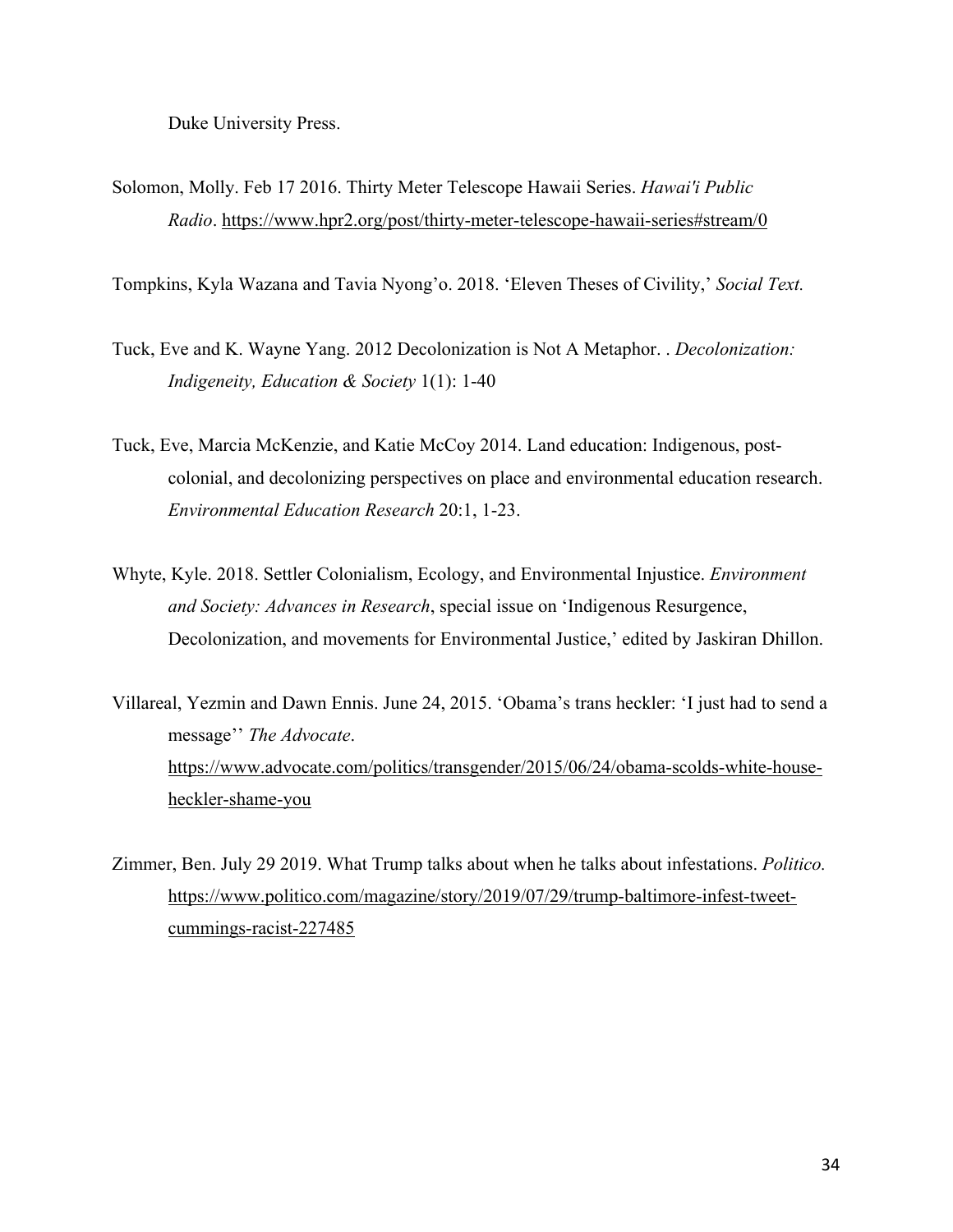Duke University Press.

Solomon, Molly. Feb 17 2016. Thirty Meter Telescope Hawaii Series. *Hawai'i Public Radio*. https://www.hpr2.org/post/thirty-meter-telescope-hawaii-series#stream/0

Tompkins, Kyla Wazana and Tavia Nyong'o. 2018. 'Eleven Theses of Civility,' *Social Text.*

Tuck, Eve and K. Wayne Yang. 2012 Decolonization is Not A Metaphor. . *Decolonization: Indigeneity, Education & Society* 1(1): 1-40

Tuck, Eve, Marcia McKenzie, and Katie McCoy 2014. Land education: Indigenous, post-colonial, and decolonizing perspectives on place and environmental education research. *Environmental Education Research* 20:1, 1-23.

Whyte, Kyle. 2018. Settler Colonialism, Ecology, and Environmental Injustice. *Environment and Society: Advances in Research*, special issue on 'Indigenous Resurgence, Decolonization, and movements for Environmental Justice,' edited by Jaskiran Dhillon.

Villareal, Yezmin and Dawn Ennis. June 24, 2015. 'Obama's trans heckler: 'I just had to send a message'' *The Advocate*. https://www.advocate.com/politics/transgender/2015/06/24/obama-scolds-white-house-heckler-shame-you

Zimmer, Ben. July 29 2019. What Trump talks about when he talks about infestations. *Politico.* https://www.politico.com/magazine/story/2019/07/29/trump-baltimore-infest-tweet-cummings-racist-227485